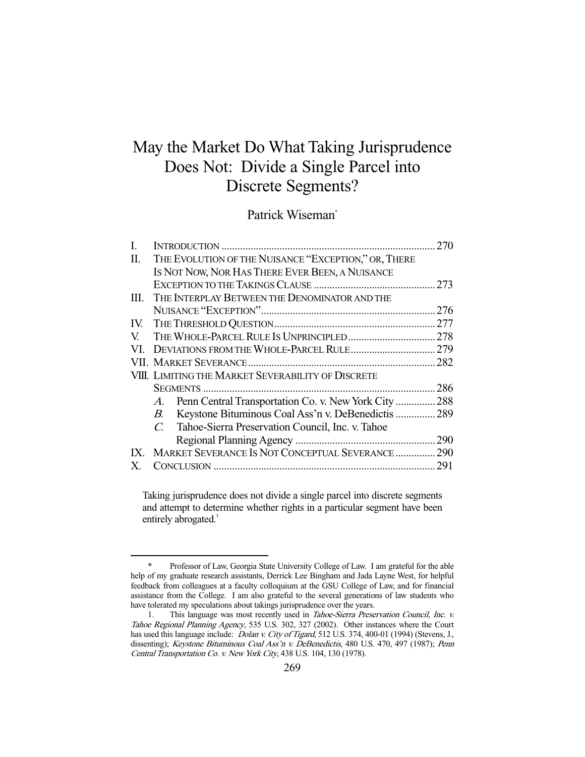# May the Market Do What Taking Jurisprudence Does Not: Divide a Single Parcel into Discrete Segments?

Patrick Wiseman*

| | | |
|---|---|---|
| I. | INTRODUCTION | 270 |
| II. | THE EVOLUTION OF THE NUISANCE "EXCEPTION," OR, THERE IS NOT NOW, NOR HAS THERE EVER BEEN, A NUISANCE EXCEPTION TO THE TAKINGS CLAUSE | 273 |
| III. | THE INTERPLAY BETWEEN THE DENOMINATOR AND THE NUISANCE "EXCEPTION" | 276 |
| IV. | THE THRESHOLD QUESTION | 277 |
| V. | THE WHOLE-PARCEL RULE IS UNPRINCIPLED | 278 |
| VI. | DEVIATIONS FROM THE WHOLE-PARCEL RULE | 279 |
| VII. | MARKET SEVERANCE | 282 |
| VIII. | LIMITING THE MARKET SEVERABILITY OF DISCRETE SEGMENTS | 286 |
| | *A.* Penn Central Transportation Co. v. New York City | 288 |
| | *B.* Keystone Bituminous Coal Ass'n v. DeBenedictis | 289 |
| | *C.* Tahoe-Sierra Preservation Council, Inc. v. Tahoe Regional Planning Agency | 290 |
| IX. | MARKET SEVERANCE IS NOT CONCEPTUAL SEVERANCE | 290 |
| X. | CONCLUSION | 291 |

> Taking jurisprudence does not divide a single parcel into discrete segments and attempt to determine whether rights in a particular segment have been entirely abrogated.[1]

---

\* Professor of Law, Georgia State University College of Law. I am grateful for the able help of my graduate research assistants, Derrick Lee Bingham and Jada Layne West, for helpful feedback from colleagues at a faculty colloquium at the GSU College of Law, and for financial assistance from the College. I am also grateful to the several generations of law students who have tolerated my speculations about takings jurisprudence over the years.

1. This language was most recently used in *Tahoe-Sierra Preservation Council, Inc. v. Tahoe Regional Planning Agency*, 535 U.S. 302, 327 (2002). Other instances where the Court has used this language include: *Dolan v. City of Tigard*, 512 U.S. 374, 400-01 (1994) (Stevens, J., dissenting); *Keystone Bituminous Coal Ass'n v. DeBenedictis*, 480 U.S. 470, 497 (1987); *Penn Central Transportation Co. v. New York City*, 438 U.S. 104, 130 (1978).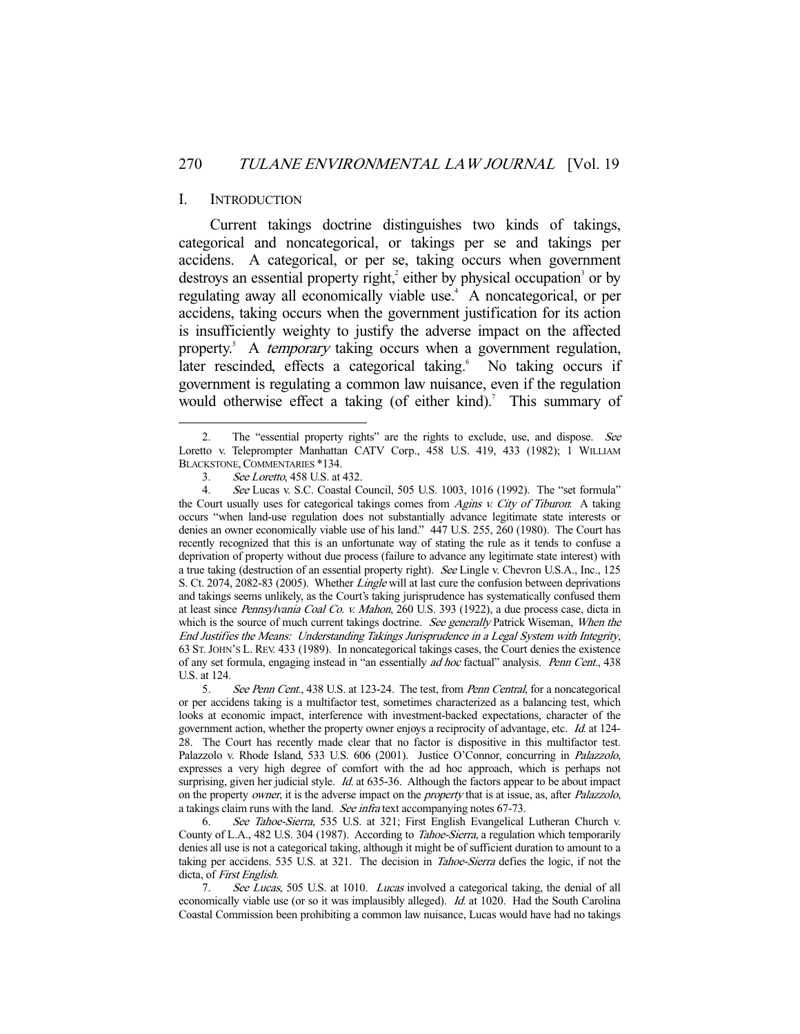## I. INTRODUCTION

Current takings doctrine distinguishes two kinds of takings, categorical and noncategorical, or takings per se and takings per accidens. A categorical, or per se, taking occurs when government destroys an essential property right,[2] either by physical occupation[3] or by regulating away all economically viable use.[4] A noncategorical, or per accidens, taking occurs when the government justification for its action is insufficiently weighty to justify the adverse impact on the affected property.[5] A *temporary* taking occurs when a government regulation, later rescinded, effects a categorical taking.[6] No taking occurs if government is regulating a common law nuisance, even if the regulation would otherwise effect a taking (of either kind).[7] This summary of

---

2. The "essential property rights" are the rights to exclude, use, and dispose. *See* Loretto v. Teleprompter Manhattan CATV Corp., 458 U.S. 419, 433 (1982); 1 WILLIAM BLACKSTONE, COMMENTARIES *134.

3. *See Loretto*, 458 U.S. at 432.

4. *See* Lucas v. S.C. Coastal Council, 505 U.S. 1003, 1016 (1992). The "set formula" the Court usually uses for categorical takings comes from *Agins v. City of Tiburon*: A taking occurs "when land-use regulation does not substantially advance legitimate state interests or denies an owner economically viable use of his land." 447 U.S. 255, 260 (1980). The Court has recently recognized that this is an unfortunate way of stating the rule as it tends to confuse a deprivation of property without due process (failure to advance any legitimate state interest) with a true taking (destruction of an essential property right). *See* Lingle v. Chevron U.S.A., Inc., 125 S. Ct. 2074, 2082-83 (2005). Whether *Lingle* will at last cure the confusion between deprivations and takings seems unlikely, as the Court's taking jurisprudence has systematically confused them at least since *Pennsylvania Coal Co. v. Mahon*, 260 U.S. 393 (1922), a due process case, dicta in which is the source of much current takings doctrine. *See generally* Patrick Wiseman, *When the End Justifies the Means: Understanding Takings Jurisprudence in a Legal System with Integrity*, 63 ST. JOHN'S L. REV. 433 (1989). In noncategorical takings cases, the Court denies the existence of any set formula, engaging instead in "an essentially *ad hoc* factual" analysis. *Penn Cent.*, 438 U.S. at 124.

5. *See Penn Cent.*, 438 U.S. at 123-24. The test, from *Penn Central*, for a noncategorical or per accidens taking is a multifactor test, sometimes characterized as a balancing test, which looks at economic impact, interference with investment-backed expectations, character of the government action, whether the property owner enjoys a reciprocity of advantage, etc. *Id.* at 124-28. The Court has recently made clear that no factor is dispositive in this multifactor test. Palazzolo v. Rhode Island, 533 U.S. 606 (2001). Justice O'Connor, concurring in *Palazzolo*, expresses a very high degree of comfort with the ad hoc approach, which is perhaps not surprising, given her judicial style. *Id.* at 635-36. Although the factors appear to be about impact on the property *owner*, it is the adverse impact on the *property* that is at issue, as, after *Palazzolo*, a takings claim runs with the land. *See infra* text accompanying notes 67-73.

6. *See Tahoe-Sierra*, 535 U.S. at 321; First English Evangelical Lutheran Church v. County of L.A., 482 U.S. 304 (1987). According to *Tahoe-Sierra*, a regulation which temporarily denies all use is not a categorical taking, although it might be of sufficient duration to amount to a taking per accidens. 535 U.S. at 321. The decision in *Tahoe-Sierra* defies the logic, if not the dicta, of *First English*.

7. *See Lucas*, 505 U.S. at 1010. *Lucas* involved a categorical taking, the denial of all economically viable use (or so it was implausibly alleged). *Id.* at 1020. Had the South Carolina Coastal Commission been prohibiting a common law nuisance, Lucas would have had no takings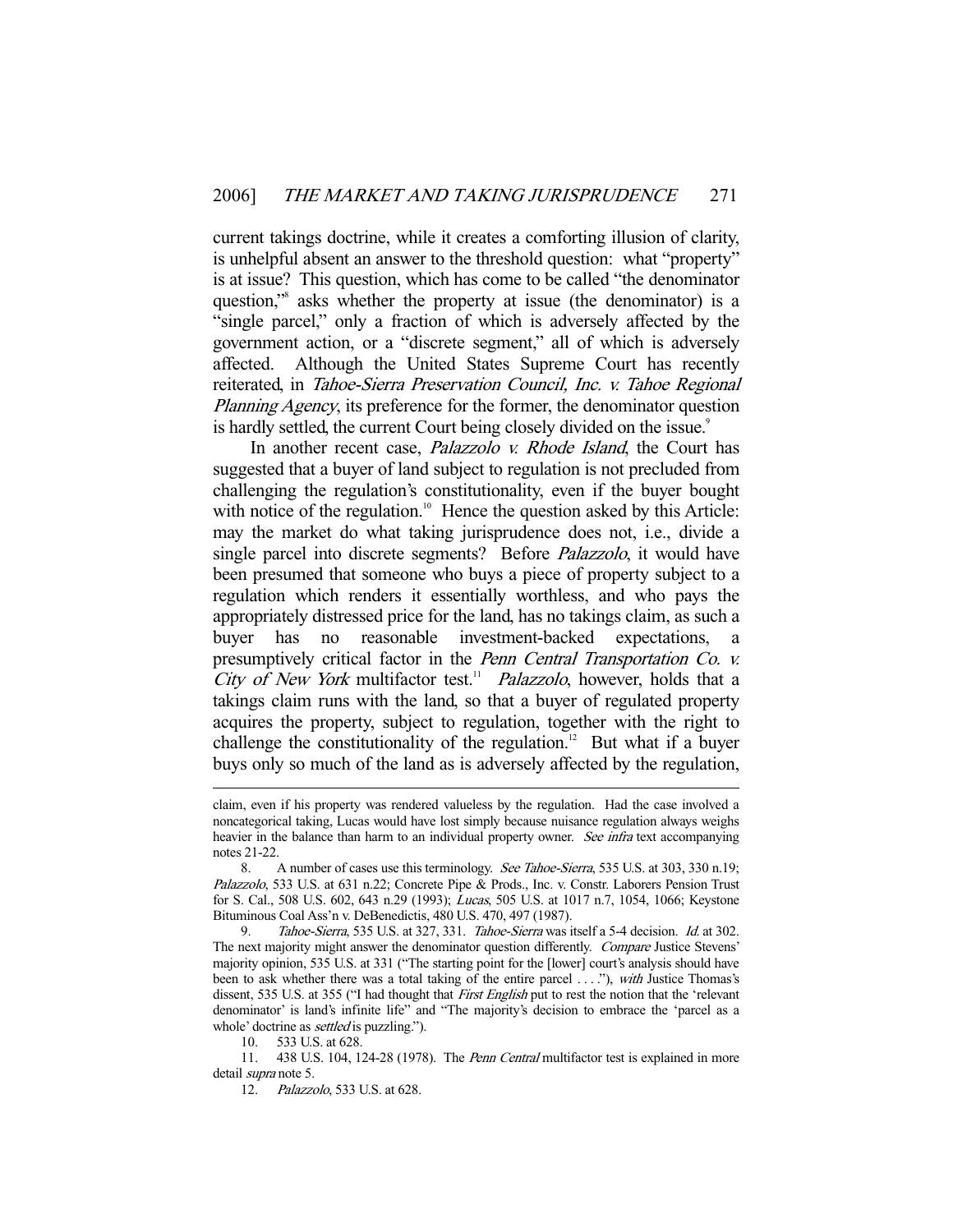current takings doctrine, while it creates a comforting illusion of clarity, is unhelpful absent an answer to the threshold question: what "property" is at issue? This question, which has come to be called "the denominator question,"[8] asks whether the property at issue (the denominator) is a "single parcel," only a fraction of which is adversely affected by the government action, or a "discrete segment," all of which is adversely affected. Although the United States Supreme Court has recently reiterated, in *Tahoe-Sierra Preservation Council, Inc. v. Tahoe Regional Planning Agency*, its preference for the former, the denominator question is hardly settled, the current Court being closely divided on the issue.[9]

In another recent case, *Palazzolo v. Rhode Island*, the Court has suggested that a buyer of land subject to regulation is not precluded from challenging the regulation's constitutionality, even if the buyer bought with notice of the regulation.[10] Hence the question asked by this Article: may the market do what taking jurisprudence does not, i.e., divide a single parcel into discrete segments? Before *Palazzolo*, it would have been presumed that someone who buys a piece of property subject to a regulation which renders it essentially worthless, and who pays the appropriately distressed price for the land, has no takings claim, as such a buyer has no reasonable investment-backed expectations, a presumptively critical factor in the *Penn Central Transportation Co. v. City of New York* multifactor test.[11] *Palazzolo*, however, holds that a takings claim runs with the land, so that a buyer of regulated property acquires the property, subject to regulation, together with the right to challenge the constitutionality of the regulation.[12] But what if a buyer buys only so much of the land as is adversely affected by the regulation,

---

claim, even if his property was rendered valueless by the regulation. Had the case involved a noncategorical taking, Lucas would have lost simply because nuisance regulation always weighs heavier in the balance than harm to an individual property owner. *See infra* text accompanying notes 21-22.

8. A number of cases use this terminology. *See Tahoe-Sierra*, 535 U.S. at 303, 330 n.19; *Palazzolo*, 533 U.S. at 631 n.22; Concrete Pipe & Prods., Inc. v. Constr. Laborers Pension Trust for S. Cal., 508 U.S. 602, 643 n.29 (1993); *Lucas*, 505 U.S. at 1017 n.7, 1054, 1066; Keystone Bituminous Coal Ass'n v. DeBenedictis, 480 U.S. 470, 497 (1987).

9. *Tahoe-Sierra*, 535 U.S. at 327, 331. *Tahoe-Sierra* was itself a 5-4 decision. *Id.* at 302. The next majority might answer the denominator question differently. *Compare* Justice Stevens' majority opinion, 535 U.S. at 331 ("The starting point for the [lower] court's analysis should have been to ask whether there was a total taking of the entire parcel . . . ."), *with* Justice Thomas's dissent, 535 U.S. at 355 ("I had thought that *First English* put to rest the notion that the 'relevant denominator' is land's infinite life" and "The majority's decision to embrace the 'parcel as a whole' doctrine as *settled* is puzzling.").

10. 533 U.S. at 628.

11. 438 U.S. 104, 124-28 (1978). The *Penn Central* multifactor test is explained in more detail *supra* note 5.

12. *Palazzolo*, 533 U.S. at 628.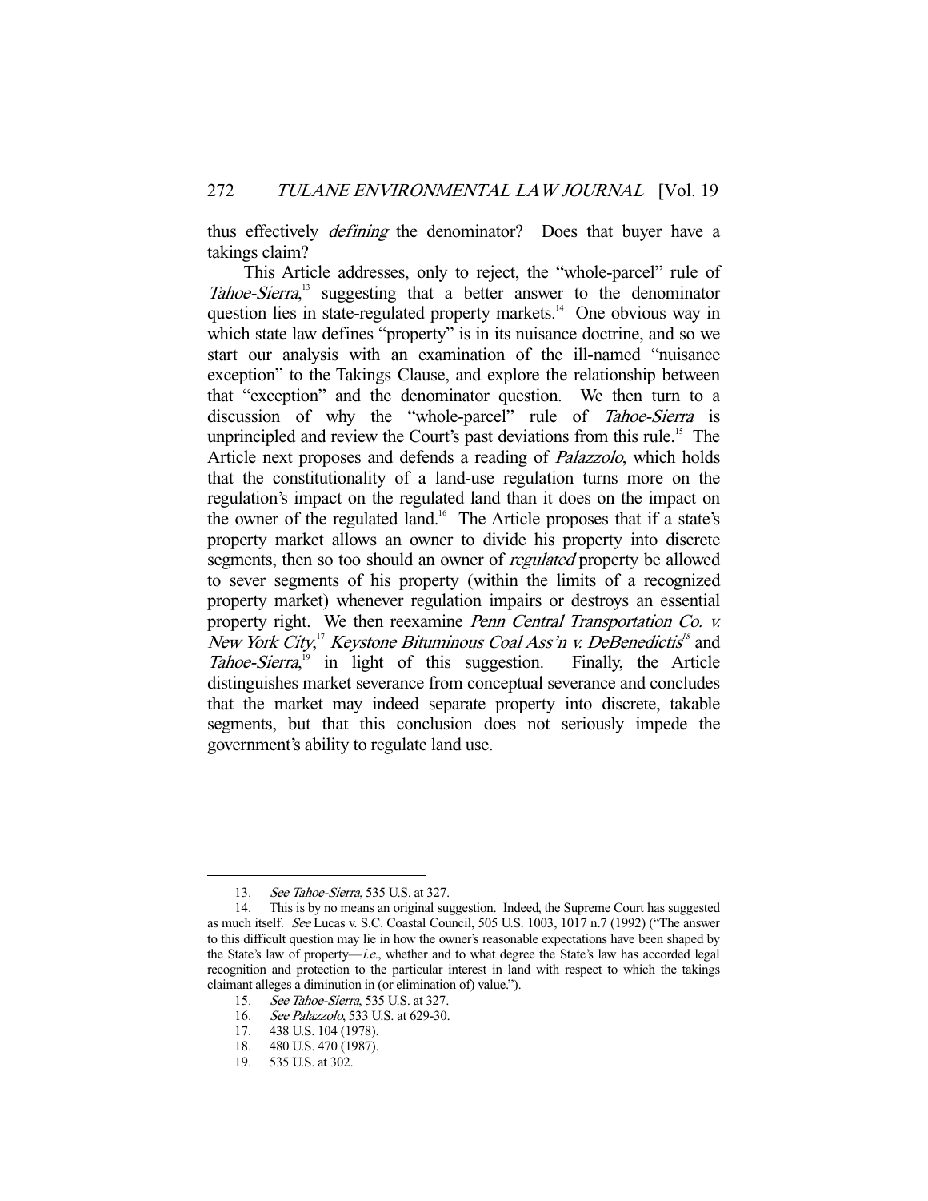thus effectively *defining* the denominator? Does that buyer have a takings claim?

This Article addresses, only to reject, the "whole-parcel" rule of *Tahoe-Sierra*,[13] suggesting that a better answer to the denominator question lies in state-regulated property markets.[14] One obvious way in which state law defines "property" is in its nuisance doctrine, and so we start our analysis with an examination of the ill-named "nuisance exception" to the Takings Clause, and explore the relationship between that "exception" and the denominator question. We then turn to a discussion of why the "whole-parcel" rule of *Tahoe-Sierra* is unprincipled and review the Court's past deviations from this rule.[15] The Article next proposes and defends a reading of *Palazzolo*, which holds that the constitutionality of a land-use regulation turns more on the regulation's impact on the regulated land than it does on the impact on the owner of the regulated land.[16] The Article proposes that if a state's property market allows an owner to divide his property into discrete segments, then so too should an owner of *regulated* property be allowed to sever segments of his property (within the limits of a recognized property market) whenever regulation impairs or destroys an essential property right. We then reexamine *Penn Central Transportation Co. v. New York City*,[17] *Keystone Bituminous Coal Ass'n v. DeBenedictis*[18] and *Tahoe-Sierra*,[19] in light of this suggestion. Finally, the Article distinguishes market severance from conceptual severance and concludes that the market may indeed separate property into discrete, takable segments, but that this conclusion does not seriously impede the government's ability to regulate land use.

---

13. *See Tahoe-Sierra*, 535 U.S. at 327.

14. This is by no means an original suggestion. Indeed, the Supreme Court has suggested as much itself. *See* Lucas v. S.C. Coastal Council, 505 U.S. 1003, 1017 n.7 (1992) ("The answer to this difficult question may lie in how the owner's reasonable expectations have been shaped by the State's law of property—*i.e.*, whether and to what degree the State's law has accorded legal recognition and protection to the particular interest in land with respect to which the takings claimant alleges a diminution in (or elimination of) value.").

15. *See Tahoe-Sierra*, 535 U.S. at 327.

16. *See Palazzolo*, 533 U.S. at 629-30.

17. 438 U.S. 104 (1978).

18. 480 U.S. 470 (1987).

19. 535 U.S. at 302.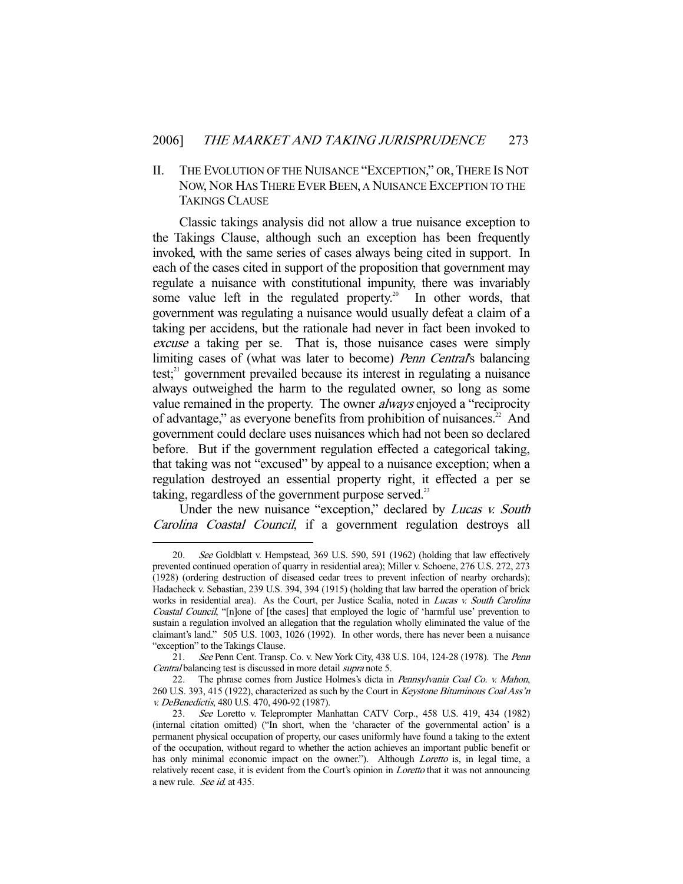## II. THE EVOLUTION OF THE NUISANCE "EXCEPTION," OR, THERE IS NOT NOW, NOR HAS THERE EVER BEEN, A NUISANCE EXCEPTION TO THE TAKINGS CLAUSE

Classic takings analysis did not allow a true nuisance exception to the Takings Clause, although such an exception has been frequently invoked, with the same series of cases always being cited in support. In each of the cases cited in support of the proposition that government may regulate a nuisance with constitutional impunity, there was invariably some value left in the regulated property.[20] In other words, that government was regulating a nuisance would usually defeat a claim of a taking per accidens, but the rationale had never in fact been invoked to *excuse* a taking per se. That is, those nuisance cases were simply limiting cases of (what was later to become) *Penn Central*'s balancing test;[21] government prevailed because its interest in regulating a nuisance always outweighed the harm to the regulated owner, so long as some value remained in the property. The owner *always* enjoyed a "reciprocity of advantage," as everyone benefits from prohibition of nuisances.[22] And government could declare uses nuisances which had not been so declared before. But if the government regulation effected a categorical taking, that taking was not "excused" by appeal to a nuisance exception; when a regulation destroyed an essential property right, it effected a per se taking, regardless of the government purpose served.[23]

Under the new nuisance "exception," declared by *Lucas v. South Carolina Coastal Council*, if a government regulation destroys all

---

20. *See* Goldblatt v. Hempstead, 369 U.S. 590, 591 (1962) (holding that law effectively prevented continued operation of quarry in residential area); Miller v. Schoene, 276 U.S. 272, 273 (1928) (ordering destruction of diseased cedar trees to prevent infection of nearby orchards); Hadacheck v. Sebastian, 239 U.S. 394, 394 (1915) (holding that law barred the operation of brick works in residential area). As the Court, per Justice Scalia, noted in *Lucas v. South Carolina Coastal Council*, "[n]one of [the cases] that employed the logic of 'harmful use' prevention to sustain a regulation involved an allegation that the regulation wholly eliminated the value of the claimant's land." 505 U.S. 1003, 1026 (1992). In other words, there has never been a nuisance "exception" to the Takings Clause.

21. *See* Penn Cent. Transp. Co. v. New York City, 438 U.S. 104, 124-28 (1978). The *Penn Central* balancing test is discussed in more detail *supra* note 5.

22. The phrase comes from Justice Holmes's dicta in *Pennsylvania Coal Co. v. Mahon*, 260 U.S. 393, 415 (1922), characterized as such by the Court in *Keystone Bituminous Coal Ass'n v. DeBenedictis*, 480 U.S. 470, 490-92 (1987).

23. *See* Loretto v. Teleprompter Manhattan CATV Corp., 458 U.S. 419, 434 (1982) (internal citation omitted) ("In short, when the 'character of the governmental action' is a permanent physical occupation of property, our cases uniformly have found a taking to the extent of the occupation, without regard to whether the action achieves an important public benefit or has only minimal economic impact on the owner."). Although *Loretto* is, in legal time, a relatively recent case, it is evident from the Court's opinion in *Loretto* that it was not announcing a new rule. *See id.* at 435.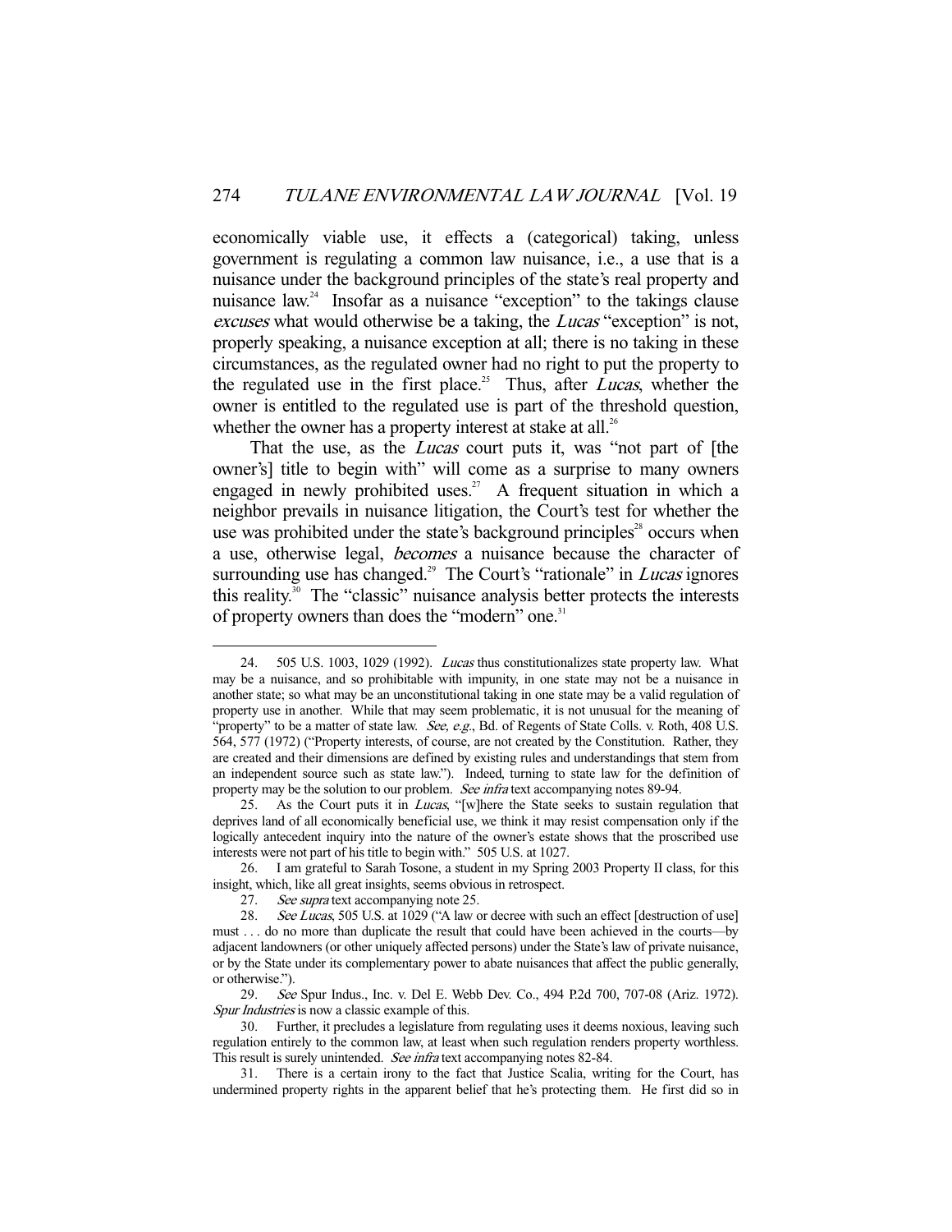economically viable use, it effects a (categorical) taking, unless government is regulating a common law nuisance, i.e., a use that is a nuisance under the background principles of the state's real property and nuisance law.[24] Insofar as a nuisance "exception" to the takings clause *excuses* what would otherwise be a taking, the *Lucas* "exception" is not, properly speaking, a nuisance exception at all; there is no taking in these circumstances, as the regulated owner had no right to put the property to the regulated use in the first place.[25] Thus, after *Lucas*, whether the owner is entitled to the regulated use is part of the threshold question, whether the owner has a property interest at stake at all.[26]

That the use, as the *Lucas* court puts it, was "not part of [the owner's] title to begin with" will come as a surprise to many owners engaged in newly prohibited uses.[27] A frequent situation in which a neighbor prevails in nuisance litigation, the Court's test for whether the use was prohibited under the state's background principles[28] occurs when a use, otherwise legal, *becomes* a nuisance because the character of surrounding use has changed.[29] The Court's "rationale" in *Lucas* ignores this reality.[30] The "classic" nuisance analysis better protects the interests of property owners than does the "modern" one.[31]

---

24. 505 U.S. 1003, 1029 (1992). *Lucas* thus constitutionalizes state property law. What may be a nuisance, and so prohibitable with impunity, in one state may not be a nuisance in another state; so what may be an unconstitutional taking in one state may be a valid regulation of property use in another. While that may seem problematic, it is not unusual for the meaning of "property" to be a matter of state law. *See, e.g.*, Bd. of Regents of State Colls. v. Roth, 408 U.S. 564, 577 (1972) ("Property interests, of course, are not created by the Constitution. Rather, they are created and their dimensions are defined by existing rules and understandings that stem from an independent source such as state law."). Indeed, turning to state law for the definition of property may be the solution to our problem. *See infra* text accompanying notes 89-94.

25. As the Court puts it in *Lucas*, "[w]here the State seeks to sustain regulation that deprives land of all economically beneficial use, we think it may resist compensation only if the logically antecedent inquiry into the nature of the owner's estate shows that the proscribed use interests were not part of his title to begin with." 505 U.S. at 1027.

26. I am grateful to Sarah Tosone, a student in my Spring 2003 Property II class, for this insight, which, like all great insights, seems obvious in retrospect.

27. *See supra* text accompanying note 25.

28. *See Lucas*, 505 U.S. at 1029 ("A law or decree with such an effect [destruction of use] must . . . do no more than duplicate the result that could have been achieved in the courts—by adjacent landowners (or other uniquely affected persons) under the State's law of private nuisance, or by the State under its complementary power to abate nuisances that affect the public generally, or otherwise.").

29. *See* Spur Indus., Inc. v. Del E. Webb Dev. Co., 494 P.2d 700, 707-08 (Ariz. 1972). *Spur Industries* is now a classic example of this.

30. Further, it precludes a legislature from regulating uses it deems noxious, leaving such regulation entirely to the common law, at least when such regulation renders property worthless. This result is surely unintended. *See infra* text accompanying notes 82-84.

31. There is a certain irony to the fact that Justice Scalia, writing for the Court, has undermined property rights in the apparent belief that he's protecting them. He first did so in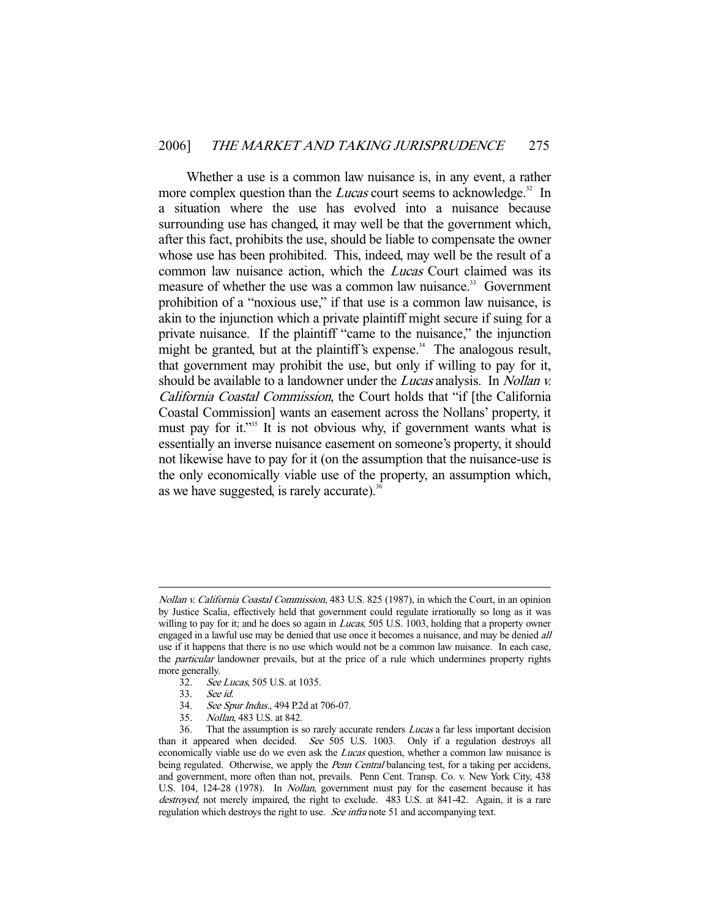Whether a use is a common law nuisance is, in any event, a rather more complex question than the *Lucas* court seems to acknowledge.[32] In a situation where the use has evolved into a nuisance because surrounding use has changed, it may well be that the government which, after this fact, prohibits the use, should be liable to compensate the owner whose use has been prohibited. This, indeed, may well be the result of a common law nuisance action, which the *Lucas* Court claimed was its measure of whether the use was a common law nuisance.[33] Government prohibition of a "noxious use," if that use is a common law nuisance, is akin to the injunction which a private plaintiff might secure if suing for a private nuisance. If the plaintiff "came to the nuisance," the injunction might be granted, but at the plaintiff's expense.[34] The analogous result, that government may prohibit the use, but only if willing to pay for it, should be available to a landowner under the *Lucas* analysis. In *Nollan v. California Coastal Commission*, the Court holds that "if [the California Coastal Commission] wants an easement across the Nollans' property, it must pay for it."[35] It is not obvious why, if government wants what is essentially an inverse nuisance easement on someone's property, it should not likewise have to pay for it (on the assumption that the nuisance-use is the only economically viable use of the property, an assumption which, as we have suggested, is rarely accurate).[36]

---

*Nollan v. California Coastal Commission*, 483 U.S. 825 (1987), in which the Court, in an opinion by Justice Scalia, effectively held that government could regulate irrationally so long as it was willing to pay for it; and he does so again in *Lucas*, 505 U.S. 1003, holding that a property owner engaged in a lawful use may be denied that use once it becomes a nuisance, and may be denied *all* use if it happens that there is no use which would not be a common law nuisance. In each case, the *particular* landowner prevails, but at the price of a rule which undermines property rights more generally.

32. *See Lucas*, 505 U.S. at 1035.

33. *See id.*

34. *See Spur Indus.*, 494 P.2d at 706-07.

35. *Nollan*, 483 U.S. at 842.

36. That the assumption is so rarely accurate renders *Lucas* a far less important decision than it appeared when decided. *See* 505 U.S. 1003. Only if a regulation destroys all economically viable use do we even ask the *Lucas* question, whether a common law nuisance is being regulated. Otherwise, we apply the *Penn Central* balancing test, for a taking per accidens, and government, more often than not, prevails. Penn Cent. Transp. Co. v. New York City, 438 U.S. 104, 124-28 (1978). In *Nollan*, government must pay for the easement because it has *destroyed*, not merely impaired, the right to exclude. 483 U.S. at 841-42. Again, it is a rare regulation which destroys the right to use. *See infra* note 51 and accompanying text.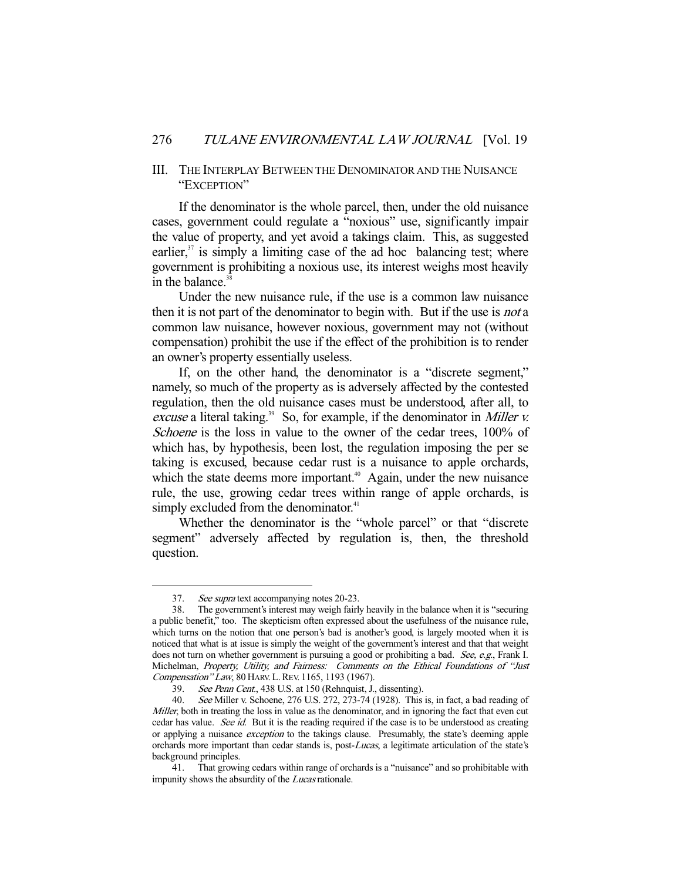## III. THE INTERPLAY BETWEEN THE DENOMINATOR AND THE NUISANCE "EXCEPTION"

If the denominator is the whole parcel, then, under the old nuisance cases, government could regulate a "noxious" use, significantly impair the value of property, and yet avoid a takings claim. This, as suggested earlier,[37] is simply a limiting case of the ad hoc balancing test; where government is prohibiting a noxious use, its interest weighs most heavily in the balance.[38]

Under the new nuisance rule, if the use is a common law nuisance then it is not part of the denominator to begin with. But if the use is *not* a common law nuisance, however noxious, government may not (without compensation) prohibit the use if the effect of the prohibition is to render an owner's property essentially useless.

If, on the other hand, the denominator is a "discrete segment," namely, so much of the property as is adversely affected by the contested regulation, then the old nuisance cases must be understood, after all, to *excuse* a literal taking.[39] So, for example, if the denominator in *Miller v. Schoene* is the loss in value to the owner of the cedar trees, 100% of which has, by hypothesis, been lost, the regulation imposing the per se taking is excused, because cedar rust is a nuisance to apple orchards, which the state deems more important.[40] Again, under the new nuisance rule, the use, growing cedar trees within range of apple orchards, is simply excluded from the denominator.[41]

Whether the denominator is the "whole parcel" or that "discrete segment" adversely affected by regulation is, then, the threshold question.

---

37. *See supra* text accompanying notes 20-23.

38. The government's interest may weigh fairly heavily in the balance when it is "securing a public benefit," too. The skepticism often expressed about the usefulness of the nuisance rule, which turns on the notion that one person's bad is another's good, is largely mooted when it is noticed that what is at issue is simply the weight of the government's interest and that that weight does not turn on whether government is pursuing a good or prohibiting a bad. *See, e.g.*, Frank I. Michelman, *Property, Utility, and Fairness: Comments on the Ethical Foundations of "Just Compensation" Law*, 80 HARV. L. REV. 1165, 1193 (1967).

39. *See Penn Cent.*, 438 U.S. at 150 (Rehnquist, J., dissenting).

40. *See* Miller v. Schoene, 276 U.S. 272, 273-74 (1928). This is, in fact, a bad reading of *Miller*, both in treating the loss in value as the denominator, and in ignoring the fact that even cut cedar has value. *See id.* But it is the reading required if the case is to be understood as creating or applying a nuisance *exception* to the takings clause. Presumably, the state's deeming apple orchards more important than cedar stands is, post-*Lucas*, a legitimate articulation of the state's background principles.

41. That growing cedars within range of orchards is a "nuisance" and so prohibitable with impunity shows the absurdity of the *Lucas* rationale.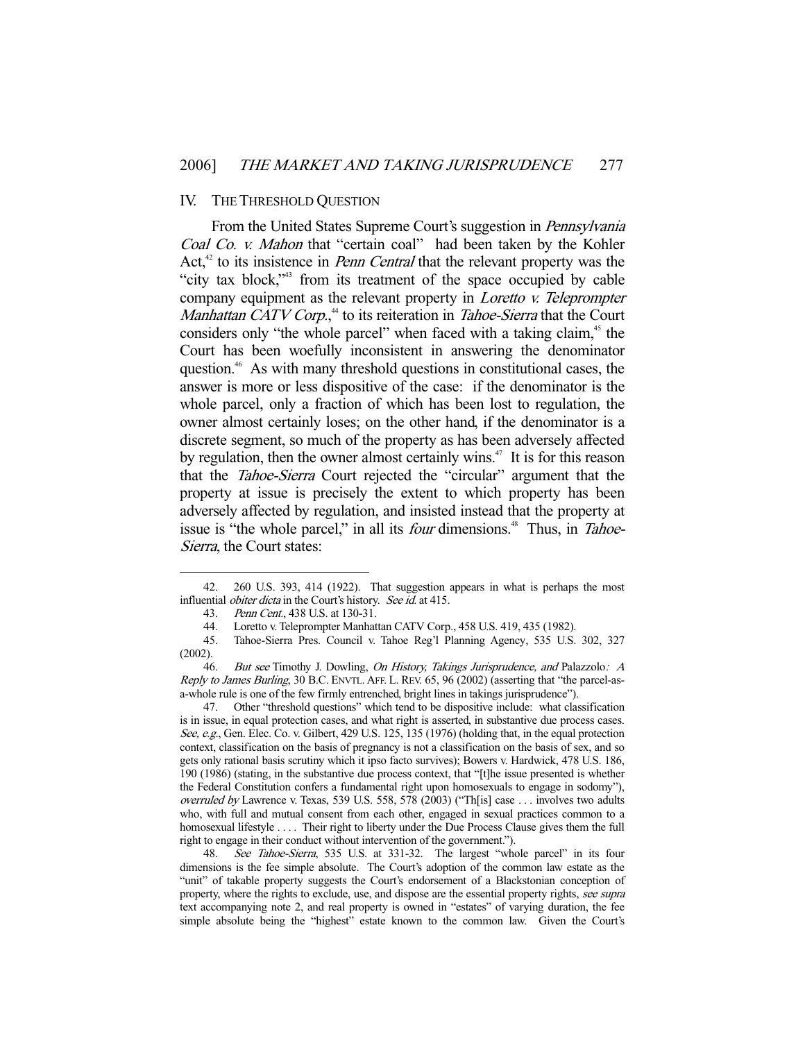## IV. THE THRESHOLD QUESTION

From the United States Supreme Court's suggestion in *Pennsylvania Coal Co. v. Mahon* that "certain coal" had been taken by the Kohler Act,[42] to its insistence in *Penn Central* that the relevant property was the "city tax block,"[43] from its treatment of the space occupied by cable company equipment as the relevant property in *Loretto v. Teleprompter Manhattan CATV Corp.*,[44] to its reiteration in *Tahoe-Sierra* that the Court considers only "the whole parcel" when faced with a taking claim,[45] the Court has been woefully inconsistent in answering the denominator question.[46] As with many threshold questions in constitutional cases, the answer is more or less dispositive of the case: if the denominator is the whole parcel, only a fraction of which has been lost to regulation, the owner almost certainly loses; on the other hand, if the denominator is a discrete segment, so much of the property as has been adversely affected by regulation, then the owner almost certainly wins.[47] It is for this reason that the *Tahoe-Sierra* Court rejected the "circular" argument that the property at issue is precisely the extent to which property has been adversely affected by regulation, and insisted instead that the property at issue is "the whole parcel," in all its *four* dimensions.[48] Thus, in *Tahoe-Sierra*, the Court states:

---

42. 260 U.S. 393, 414 (1922). That suggestion appears in what is perhaps the most influential *obiter dicta* in the Court's history. *See id.* at 415.

43. *Penn Cent.*, 438 U.S. at 130-31.

44. Loretto v. Teleprompter Manhattan CATV Corp., 458 U.S. 419, 435 (1982).

45. Tahoe-Sierra Pres. Council v. Tahoe Reg'l Planning Agency, 535 U.S. 302, 327 (2002).

46. *But see* Timothy J. Dowling, *On History, Takings Jurisprudence, and* Palazzolo*: A Reply to James Burling*, 30 B.C. ENVTL. AFF. L. REV. 65, 96 (2002) (asserting that "the parcel-as-a-whole rule is one of the few firmly entrenched, bright lines in takings jurisprudence").

47. Other "threshold questions" which tend to be dispositive include: what classification is in issue, in equal protection cases, and what right is asserted, in substantive due process cases. *See, e.g.*, Gen. Elec. Co. v. Gilbert, 429 U.S. 125, 135 (1976) (holding that, in the equal protection context, classification on the basis of pregnancy is not a classification on the basis of sex, and so gets only rational basis scrutiny which it ipso facto survives); Bowers v. Hardwick, 478 U.S. 186, 190 (1986) (stating, in the substantive due process context, that "[t]he issue presented is whether the Federal Constitution confers a fundamental right upon homosexuals to engage in sodomy"), *overruled by* Lawrence v. Texas, 539 U.S. 558, 578 (2003) ("Th[is] case . . . involves two adults who, with full and mutual consent from each other, engaged in sexual practices common to a homosexual lifestyle . . . . Their right to liberty under the Due Process Clause gives them the full right to engage in their conduct without intervention of the government.").

48. *See Tahoe-Sierra*, 535 U.S. at 331-32. The largest "whole parcel" in its four dimensions is the fee simple absolute. The Court's adoption of the common law estate as the "unit" of takable property suggests the Court's endorsement of a Blackstonian conception of property, where the rights to exclude, use, and dispose are the essential property rights, *see supra* text accompanying note 2, and real property is owned in "estates" of varying duration, the fee simple absolute being the "highest" estate known to the common law. Given the Court's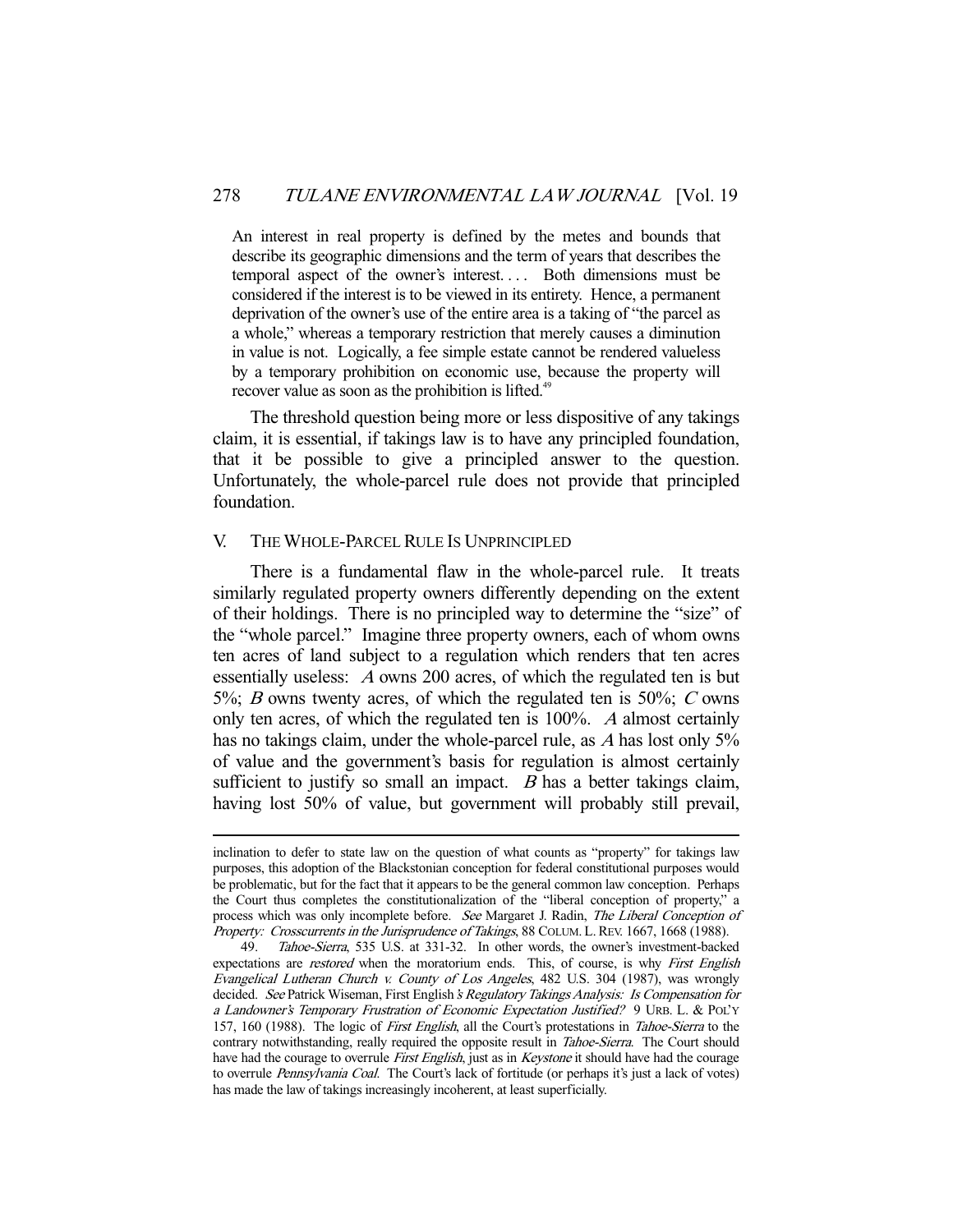> An interest in real property is defined by the metes and bounds that describe its geographic dimensions and the term of years that describes the temporal aspect of the owner's interest. . . . Both dimensions must be considered if the interest is to be viewed in its entirety. Hence, a permanent deprivation of the owner's use of the entire area is a taking of "the parcel as a whole," whereas a temporary restriction that merely causes a diminution in value is not. Logically, a fee simple estate cannot be rendered valueless by a temporary prohibition on economic use, because the property will recover value as soon as the prohibition is lifted.[49]

The threshold question being more or less dispositive of any takings claim, it is essential, if takings law is to have any principled foundation, that it be possible to give a principled answer to the question. Unfortunately, the whole-parcel rule does not provide that principled foundation.

## V. THE WHOLE-PARCEL RULE IS UNPRINCIPLED

There is a fundamental flaw in the whole-parcel rule. It treats similarly regulated property owners differently depending on the extent of their holdings. There is no principled way to determine the "size" of the "whole parcel." Imagine three property owners, each of whom owns ten acres of land subject to a regulation which renders that ten acres essentially useless: *A* owns 200 acres, of which the regulated ten is but 5%; *B* owns twenty acres, of which the regulated ten is 50%; *C* owns only ten acres, of which the regulated ten is 100%. *A* almost certainly has no takings claim, under the whole-parcel rule, as *A* has lost only 5% of value and the government's basis for regulation is almost certainly sufficient to justify so small an impact. *B* has a better takings claim, having lost 50% of value, but government will probably still prevail,

---

inclination to defer to state law on the question of what counts as "property" for takings law purposes, this adoption of the Blackstonian conception for federal constitutional purposes would be problematic, but for the fact that it appears to be the general common law conception. Perhaps the Court thus completes the constitutionalization of the "liberal conception of property," a process which was only incomplete before. *See* Margaret J. Radin, *The Liberal Conception of Property: Crosscurrents in the Jurisprudence of Takings*, 88 COLUM. L. REV. 1667, 1668 (1988).

49. *Tahoe-Sierra*, 535 U.S. at 331-32. In other words, the owner's investment-backed expectations are *restored* when the moratorium ends. This, of course, is why *First English Evangelical Lutheran Church v. County of Los Angeles*, 482 U.S. 304 (1987), was wrongly decided. *See* Patrick Wiseman, First English*'s Regulatory Takings Analysis: Is Compensation for a Landowner's Temporary Frustration of Economic Expectation Justified?* 9 URB. L. & POL'Y 157, 160 (1988). The logic of *First English*, all the Court's protestations in *Tahoe-Sierra* to the contrary notwithstanding, really required the opposite result in *Tahoe-Sierra*. The Court should have had the courage to overrule *First English*, just as in *Keystone* it should have had the courage to overrule *Pennsylvania Coal*. The Court's lack of fortitude (or perhaps it's just a lack of votes) has made the law of takings increasingly incoherent, at least superficially.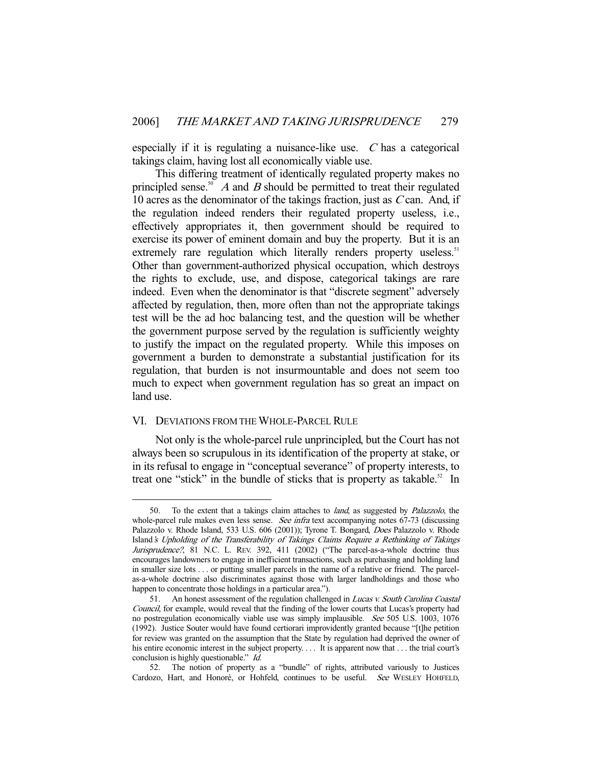especially if it is regulating a nuisance-like use. *C* has a categorical takings claim, having lost all economically viable use.

This differing treatment of identically regulated property makes no principled sense.[50] *A* and *B* should be permitted to treat their regulated 10 acres as the denominator of the takings fraction, just as *C* can. And, if the regulation indeed renders their regulated property useless, i.e., effectively appropriates it, then government should be required to exercise its power of eminent domain and buy the property. But it is an extremely rare regulation which literally renders property useless.[51] Other than government-authorized physical occupation, which destroys the rights to exclude, use, and dispose, categorical takings are rare indeed. Even when the denominator is that "discrete segment" adversely affected by regulation, then, more often than not the appropriate takings test will be the ad hoc balancing test, and the question will be whether the government purpose served by the regulation is sufficiently weighty to justify the impact on the regulated property. While this imposes on government a burden to demonstrate a substantial justification for its regulation, that burden is not insurmountable and does not seem too much to expect when government regulation has so great an impact on land use.

## VI. DEVIATIONS FROM THE WHOLE-PARCEL RULE

Not only is the whole-parcel rule unprincipled, but the Court has not always been so scrupulous in its identification of the property at stake, or in its refusal to engage in "conceptual severance" of property interests, to treat one "stick" in the bundle of sticks that is property as takable.[52] In

---

50. To the extent that a takings claim attaches to *land*, as suggested by *Palazzolo*, the whole-parcel rule makes even less sense. *See infra* text accompanying notes 67-73 (discussing Palazzolo v. Rhode Island, 533 U.S. 606 (2001)); Tyrone T. Bongard, *Does* Palazzolo v. Rhode Island*'s Upholding of the Transferability of Takings Claims Require a Rethinking of Takings Jurisprudence?*, 81 N.C. L. REV. 392, 411 (2002) ("The parcel-as-a-whole doctrine thus encourages landowners to engage in inefficient transactions, such as purchasing and holding land in smaller size lots . . . or putting smaller parcels in the name of a relative or friend. The parcel-as-a-whole doctrine also discriminates against those with larger landholdings and those who happen to concentrate those holdings in a particular area.").

51. An honest assessment of the regulation challenged in *Lucas v. South Carolina Coastal Council*, for example, would reveal that the finding of the lower courts that Lucas's property had no postregulation economically viable use was simply implausible. *See* 505 U.S. 1003, 1076 (1992). Justice Souter would have found certiorari improvidently granted because "[t]he petition for review was granted on the assumption that the State by regulation had deprived the owner of his entire economic interest in the subject property. . . . It is apparent now that . . . the trial court's conclusion is highly questionable." *Id.*

52. The notion of property as a "bundle" of rights, attributed variously to Justices Cardozo, Hart, and Honoré, or Hohfeld, continues to be useful. *See* WESLEY HOHFELD,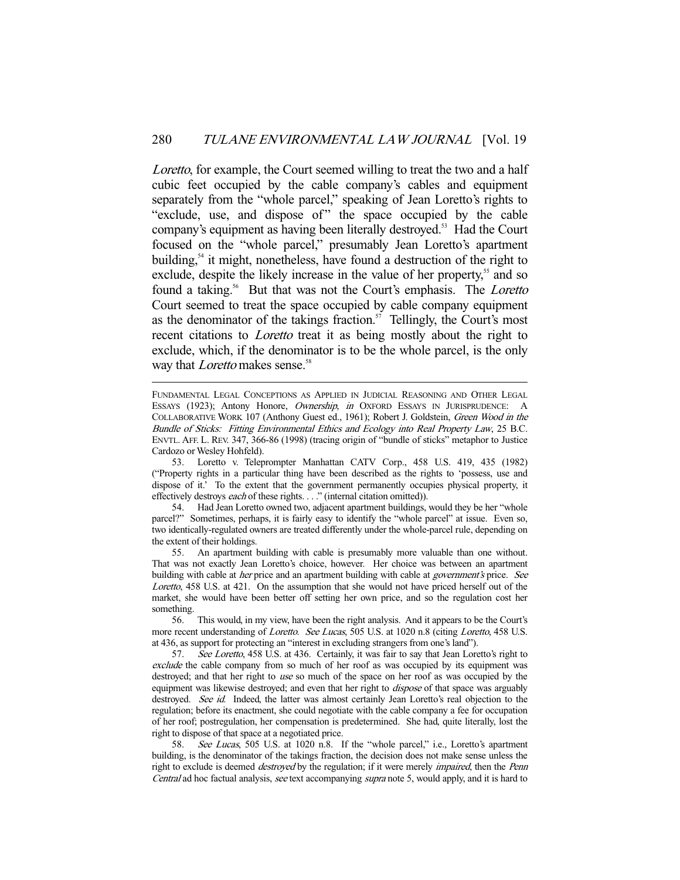*Loretto*, for example, the Court seemed willing to treat the two and a half cubic feet occupied by the cable company's cables and equipment separately from the "whole parcel," speaking of Jean Loretto's rights to "exclude, use, and dispose of" the space occupied by the cable company's equipment as having been literally destroyed.[53] Had the Court focused on the "whole parcel," presumably Jean Loretto's apartment building,[54] it might, nonetheless, have found a destruction of the right to exclude, despite the likely increase in the value of her property,[55] and so found a taking.[56] But that was not the Court's emphasis. The *Loretto* Court seemed to treat the space occupied by cable company equipment as the denominator of the takings fraction.[57] Tellingly, the Court's most recent citations to *Loretto* treat it as being mostly about the right to exclude, which, if the denominator is to be the whole parcel, is the only way that *Loretto* makes sense.[58]

---

FUNDAMENTAL LEGAL CONCEPTIONS AS APPLIED IN JUDICIAL REASONING AND OTHER LEGAL ESSAYS (1923); Antony Honore, *Ownership*, *in* OXFORD ESSAYS IN JURISPRUDENCE: A COLLABORATIVE WORK 107 (Anthony Guest ed., 1961); Robert J. Goldstein, *Green Wood in the Bundle of Sticks: Fitting Environmental Ethics and Ecology into Real Property Law*, 25 B.C. ENVTL. AFF. L. REV. 347, 366-86 (1998) (tracing origin of "bundle of sticks" metaphor to Justice Cardozo or Wesley Hohfeld).

53. Loretto v. Teleprompter Manhattan CATV Corp., 458 U.S. 419, 435 (1982) ("Property rights in a particular thing have been described as the rights to 'possess, use and dispose of it.' To the extent that the government permanently occupies physical property, it effectively destroys *each* of these rights. . . ." (internal citation omitted)).

54. Had Jean Loretto owned two, adjacent apartment buildings, would they be her "whole parcel?" Sometimes, perhaps, it is fairly easy to identify the "whole parcel" at issue. Even so, two identically-regulated owners are treated differently under the whole-parcel rule, depending on the extent of their holdings.

55. An apartment building with cable is presumably more valuable than one without. That was not exactly Jean Loretto's choice, however. Her choice was between an apartment building with cable at *her* price and an apartment building with cable at *government's* price. *See Loretto*, 458 U.S. at 421. On the assumption that she would not have priced herself out of the market, she would have been better off setting her own price, and so the regulation cost her something.

56. This would, in my view, have been the right analysis. And it appears to be the Court's more recent understanding of *Loretto*. *See Lucas*, 505 U.S. at 1020 n.8 (citing *Loretto*, 458 U.S. at 436, as support for protecting an "interest in excluding strangers from one's land").

57. *See Loretto*, 458 U.S. at 436. Certainly, it was fair to say that Jean Loretto's right to *exclude* the cable company from so much of her roof as was occupied by its equipment was destroyed; and that her right to *use* so much of the space on her roof as was occupied by the equipment was likewise destroyed; and even that her right to *dispose* of that space was arguably destroyed. *See id.* Indeed, the latter was almost certainly Jean Loretto's real objection to the regulation; before its enactment, she could negotiate with the cable company a fee for occupation of her roof; postregulation, her compensation is predetermined. She had, quite literally, lost the right to dispose of that space at a negotiated price.

58. *See Lucas*, 505 U.S. at 1020 n.8. If the "whole parcel," i.e., Loretto's apartment building, is the denominator of the takings fraction, the decision does not make sense unless the right to exclude is deemed *destroyed* by the regulation; if it were merely *impaired*, then the *Penn Central* ad hoc factual analysis, *see* text accompanying *supra* note 5, would apply, and it is hard to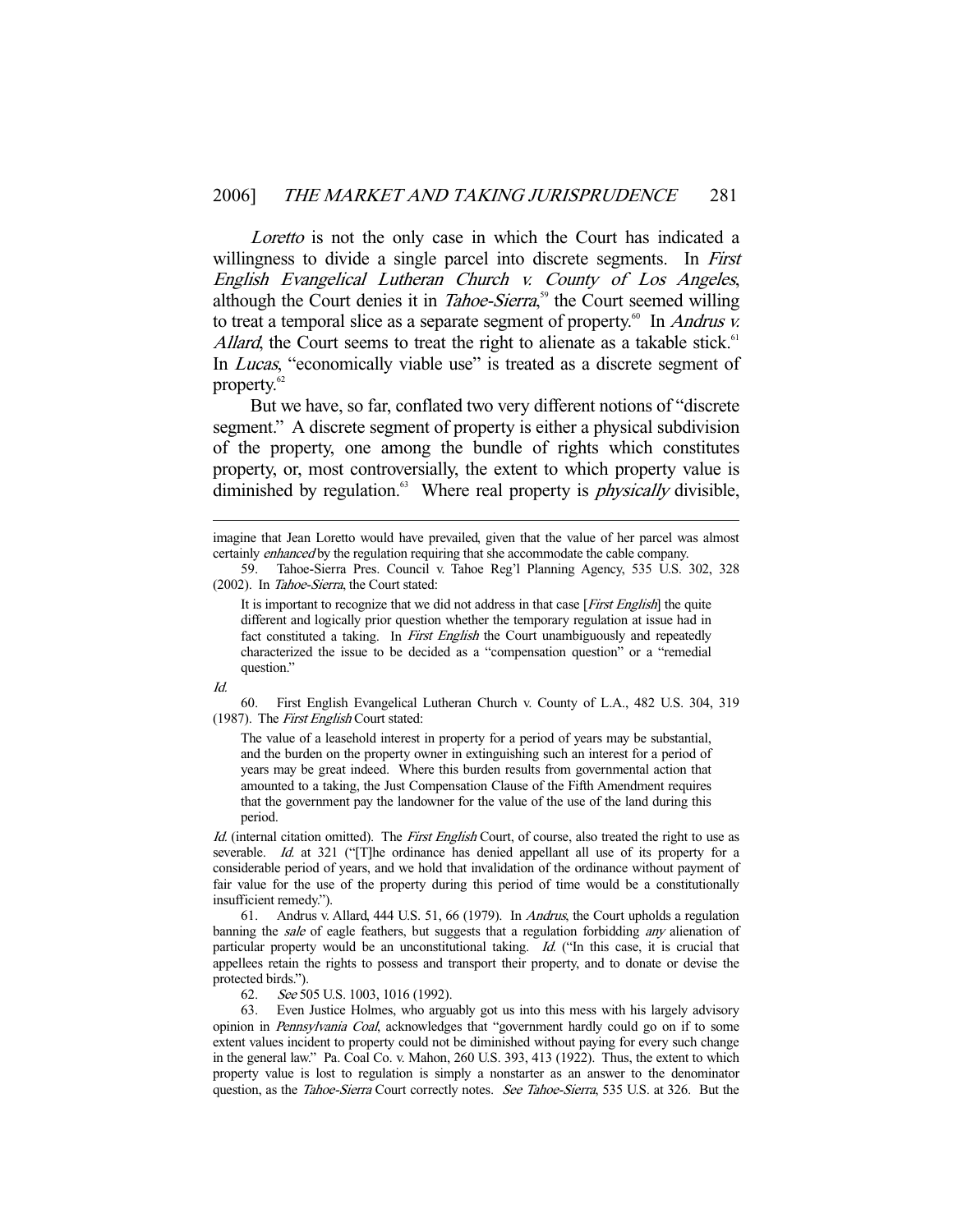*Loretto* is not the only case in which the Court has indicated a willingness to divide a single parcel into discrete segments. In *First English Evangelical Lutheran Church v. County of Los Angeles*, although the Court denies it in *Tahoe-Sierra*,[59] the Court seemed willing to treat a temporal slice as a separate segment of property.[60] In *Andrus v. Allard*, the Court seems to treat the right to alienate as a takable stick.[61] In *Lucas*, "economically viable use" is treated as a discrete segment of property.[62]

But we have, so far, conflated two very different notions of "discrete segment." A discrete segment of property is either a physical subdivision of the property, one among the bundle of rights which constitutes property, or, most controversially, the extent to which property value is diminished by regulation.[63] Where real property is *physically* divisible,

---

imagine that Jean Loretto would have prevailed, given that the value of her parcel was almost certainly *enhanced* by the regulation requiring that she accommodate the cable company.

59. Tahoe-Sierra Pres. Council v. Tahoe Reg'l Planning Agency, 535 U.S. 302, 328 (2002). In *Tahoe-Sierra*, the Court stated:

> It is important to recognize that we did not address in that case [*First English*] the quite different and logically prior question whether the temporary regulation at issue had in fact constituted a taking. In *First English* the Court unambiguously and repeatedly characterized the issue to be decided as a "compensation question" or a "remedial question."

*Id.*

60. First English Evangelical Lutheran Church v. County of L.A., 482 U.S. 304, 319 (1987). The *First English* Court stated:

> The value of a leasehold interest in property for a period of years may be substantial, and the burden on the property owner in extinguishing such an interest for a period of years may be great indeed. Where this burden results from governmental action that amounted to a taking, the Just Compensation Clause of the Fifth Amendment requires that the government pay the landowner for the value of the use of the land during this period.

*Id.* (internal citation omitted). The *First English* Court, of course, also treated the right to use as severable. *Id.* at 321 ("[T]he ordinance has denied appellant all use of its property for a considerable period of years, and we hold that invalidation of the ordinance without payment of fair value for the use of the property during this period of time would be a constitutionally insufficient remedy.").

61. Andrus v. Allard, 444 U.S. 51, 66 (1979). In *Andrus*, the Court upholds a regulation banning the *sale* of eagle feathers, but suggests that a regulation forbidding *any* alienation of particular property would be an unconstitutional taking. *Id.* ("In this case, it is crucial that appellees retain the rights to possess and transport their property, and to donate or devise the protected birds.").

62. *See* 505 U.S. 1003, 1016 (1992).

63. Even Justice Holmes, who arguably got us into this mess with his largely advisory opinion in *Pennsylvania Coal*, acknowledges that "government hardly could go on if to some extent values incident to property could not be diminished without paying for every such change in the general law." Pa. Coal Co. v. Mahon, 260 U.S. 393, 413 (1922). Thus, the extent to which property value is lost to regulation is simply a nonstarter as an answer to the denominator question, as the *Tahoe-Sierra* Court correctly notes. *See Tahoe-Sierra*, 535 U.S. at 326. But the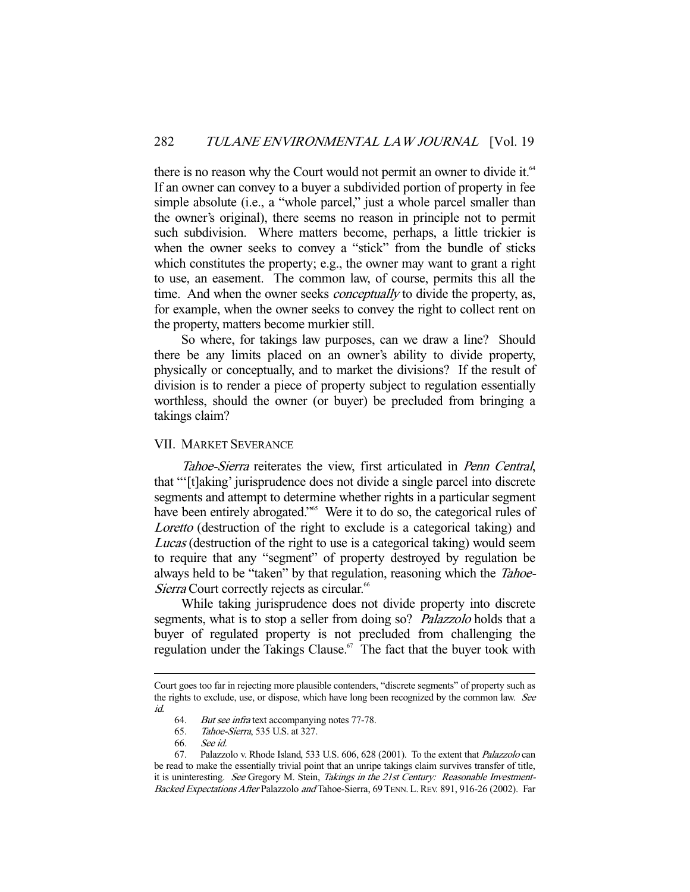there is no reason why the Court would not permit an owner to divide it.[64] If an owner can convey to a buyer a subdivided portion of property in fee simple absolute (i.e., a "whole parcel," just a whole parcel smaller than the owner's original), there seems no reason in principle not to permit such subdivision. Where matters become, perhaps, a little trickier is when the owner seeks to convey a "stick" from the bundle of sticks which constitutes the property; e.g., the owner may want to grant a right to use, an easement. The common law, of course, permits this all the time. And when the owner seeks *conceptually* to divide the property, as, for example, when the owner seeks to convey the right to collect rent on the property, matters become murkier still.

So where, for takings law purposes, can we draw a line? Should there be any limits placed on an owner's ability to divide property, physically or conceptually, and to market the divisions? If the result of division is to render a piece of property subject to regulation essentially worthless, should the owner (or buyer) be precluded from bringing a takings claim?

## VII. MARKET SEVERANCE

*Tahoe-Sierra* reiterates the view, first articulated in *Penn Central*, that "'[t]aking' jurisprudence does not divide a single parcel into discrete segments and attempt to determine whether rights in a particular segment have been entirely abrogated."[65] Were it to do so, the categorical rules of *Loretto* (destruction of the right to exclude is a categorical taking) and *Lucas* (destruction of the right to use is a categorical taking) would seem to require that any "segment" of property destroyed by regulation be always held to be "taken" by that regulation, reasoning which the *Tahoe-Sierra* Court correctly rejects as circular.[66]

While taking jurisprudence does not divide property into discrete segments, what is to stop a seller from doing so? *Palazzolo* holds that a buyer of regulated property is not precluded from challenging the regulation under the Takings Clause.[67] The fact that the buyer took with

---

Court goes too far in rejecting more plausible contenders, "discrete segments" of property such as the rights to exclude, use, or dispose, which have long been recognized by the common law. *See id.*

64. *But see infra* text accompanying notes 77-78.

65. *Tahoe-Sierra*, 535 U.S. at 327.

66. *See id.*

67. Palazzolo v. Rhode Island, 533 U.S. 606, 628 (2001). To the extent that *Palazzolo* can be read to make the essentially trivial point that an unripe takings claim survives transfer of title, it is uninteresting. *See* Gregory M. Stein, *Takings in the 21st Century: Reasonable Investment-Backed Expectations After* Palazzolo *and* Tahoe-Sierra, 69 TENN. L. REV. 891, 916-26 (2002). Far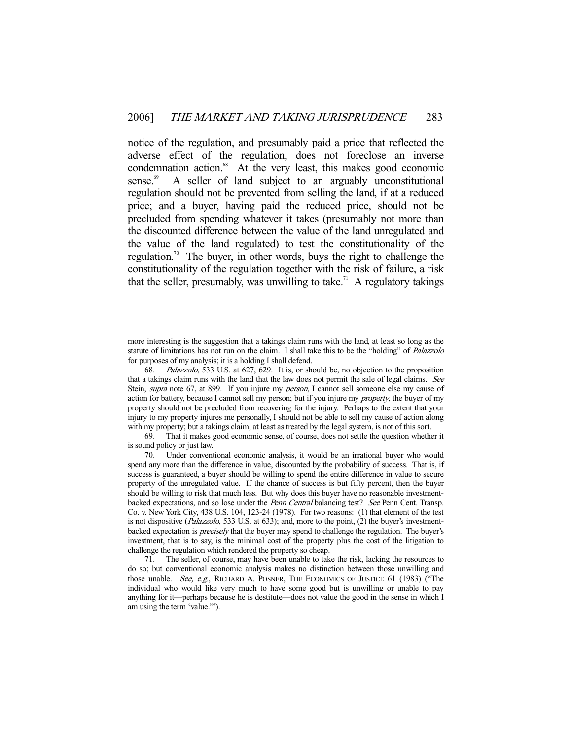notice of the regulation, and presumably paid a price that reflected the adverse effect of the regulation, does not foreclose an inverse condemnation action.[68] At the very least, this makes good economic sense.[69] A seller of land subject to an arguably unconstitutional regulation should not be prevented from selling the land, if at a reduced price; and a buyer, having paid the reduced price, should not be precluded from spending whatever it takes (presumably not more than the discounted difference between the value of the land unregulated and the value of the land regulated) to test the constitutionality of the regulation.[70] The buyer, in other words, buys the right to challenge the constitutionality of the regulation together with the risk of failure, a risk that the seller, presumably, was unwilling to take.[71] A regulatory takings

---

more interesting is the suggestion that a takings claim runs with the land, at least so long as the statute of limitations has not run on the claim. I shall take this to be the "holding" of *Palazzolo* for purposes of my analysis; it is a holding I shall defend.

68. *Palazzolo*, 533 U.S. at 627, 629. It is, or should be, no objection to the proposition that a takings claim runs with the land that the law does not permit the sale of legal claims. *See* Stein, *supra* note 67, at 899. If you injure my *person*, I cannot sell someone else my cause of action for battery, because I cannot sell my person; but if you injure my *property*, the buyer of my property should not be precluded from recovering for the injury. Perhaps to the extent that your injury to my property injures me personally, I should not be able to sell my cause of action along with my property; but a takings claim, at least as treated by the legal system, is not of this sort.

69. That it makes good economic sense, of course, does not settle the question whether it is sound policy or just law.

70. Under conventional economic analysis, it would be an irrational buyer who would spend any more than the difference in value, discounted by the probability of success. That is, if success is guaranteed, a buyer should be willing to spend the entire difference in value to secure property of the unregulated value. If the chance of success is but fifty percent, then the buyer should be willing to risk that much less. But why does this buyer have no reasonable investment-backed expectations, and so lose under the *Penn Central* balancing test? *See* Penn Cent. Transp. Co. v. New York City, 438 U.S. 104, 123-24 (1978). For two reasons: (1) that element of the test is not dispositive (*Palazzolo*, 533 U.S. at 633); and, more to the point, (2) the buyer's investment-backed expectation is *precisely* that the buyer may spend to challenge the regulation. The buyer's investment, that is to say, is the minimal cost of the property plus the cost of the litigation to challenge the regulation which rendered the property so cheap.

71. The seller, of course, may have been unable to take the risk, lacking the resources to do so; but conventional economic analysis makes no distinction between those unwilling and those unable. *See, e.g.*, RICHARD A. POSNER, THE ECONOMICS OF JUSTICE 61 (1983) ("The individual who would like very much to have some good but is unwilling or unable to pay anything for it—perhaps because he is destitute—does not value the good in the sense in which I am using the term 'value.'").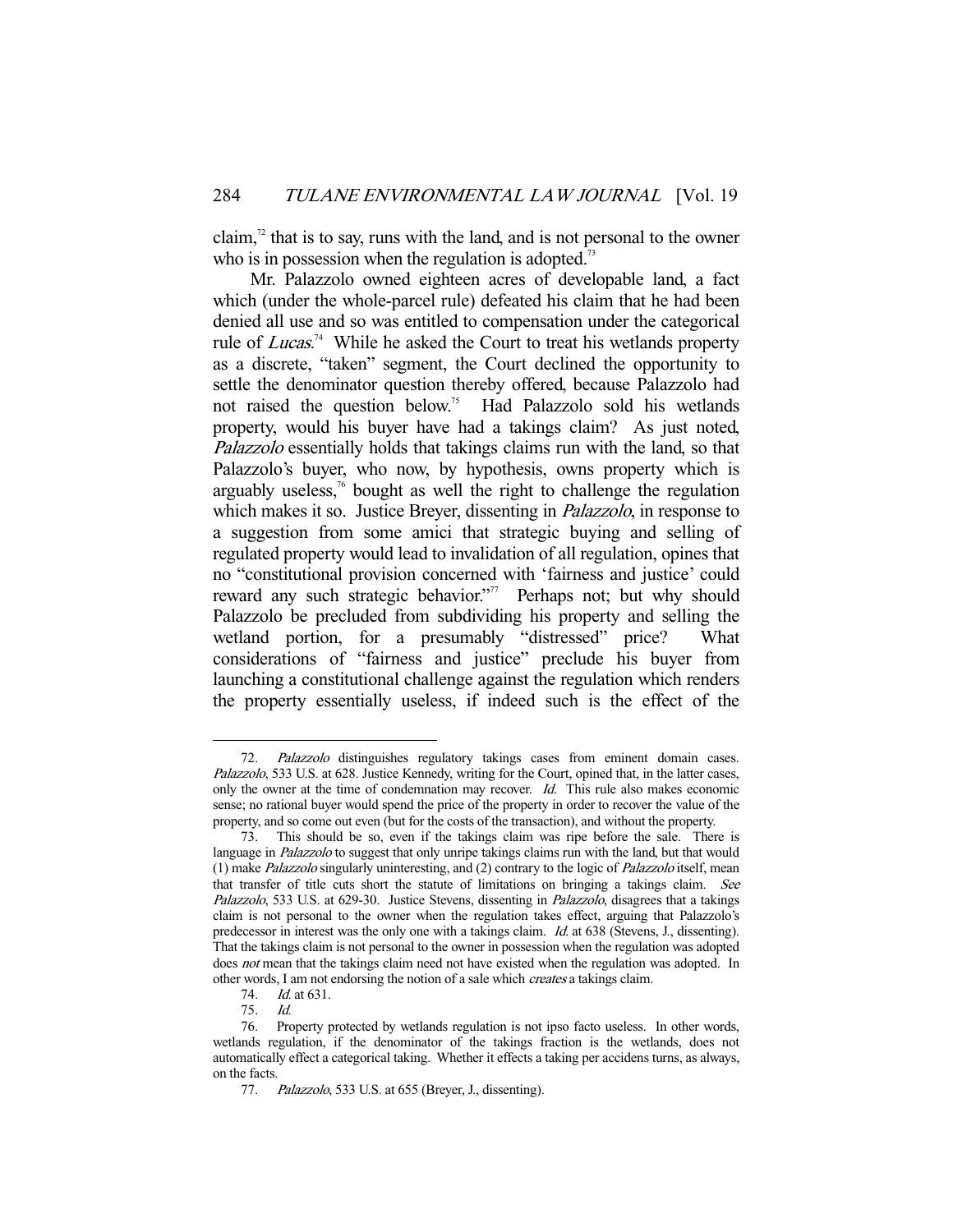claim,[72] that is to say, runs with the land, and is not personal to the owner who is in possession when the regulation is adopted.[73]

Mr. Palazzolo owned eighteen acres of developable land, a fact which (under the whole-parcel rule) defeated his claim that he had been denied all use and so was entitled to compensation under the categorical rule of *Lucas*.[74] While he asked the Court to treat his wetlands property as a discrete, "taken" segment, the Court declined the opportunity to settle the denominator question thereby offered, because Palazzolo had not raised the question below.[75] Had Palazzolo sold his wetlands property, would his buyer have had a takings claim? As just noted, *Palazzolo* essentially holds that takings claims run with the land, so that Palazzolo's buyer, who now, by hypothesis, owns property which is arguably useless,[76] bought as well the right to challenge the regulation which makes it so. Justice Breyer, dissenting in *Palazzolo*, in response to a suggestion from some amici that strategic buying and selling of regulated property would lead to invalidation of all regulation, opines that no "constitutional provision concerned with 'fairness and justice' could reward any such strategic behavior."[77] Perhaps not; but why should Palazzolo be precluded from subdividing his property and selling the wetland portion, for a presumably "distressed" price? What considerations of "fairness and justice" preclude his buyer from launching a constitutional challenge against the regulation which renders the property essentially useless, if indeed such is the effect of the

---

72. *Palazzolo* distinguishes regulatory takings cases from eminent domain cases. *Palazzolo*, 533 U.S. at 628. Justice Kennedy, writing for the Court, opined that, in the latter cases, only the owner at the time of condemnation may recover. *Id.* This rule also makes economic sense; no rational buyer would spend the price of the property in order to recover the value of the property, and so come out even (but for the costs of the transaction), and without the property.

73. This should be so, even if the takings claim was ripe before the sale. There is language in *Palazzolo* to suggest that only unripe takings claims run with the land, but that would (1) make *Palazzolo* singularly uninteresting, and (2) contrary to the logic of *Palazzolo* itself, mean that transfer of title cuts short the statute of limitations on bringing a takings claim. *See Palazzolo*, 533 U.S. at 629-30. Justice Stevens, dissenting in *Palazzolo*, disagrees that a takings claim is not personal to the owner when the regulation takes effect, arguing that Palazzolo's predecessor in interest was the only one with a takings claim. *Id.* at 638 (Stevens, J., dissenting). That the takings claim is not personal to the owner in possession when the regulation was adopted does *not* mean that the takings claim need not have existed when the regulation was adopted. In other words, I am not endorsing the notion of a sale which *creates* a takings claim.

74. *Id.* at 631.

75. *Id.*

76. Property protected by wetlands regulation is not ipso facto useless. In other words, wetlands regulation, if the denominator of the takings fraction is the wetlands, does not automatically effect a categorical taking. Whether it effects a taking per accidens turns, as always, on the facts.

77. *Palazzolo*, 533 U.S. at 655 (Breyer, J., dissenting).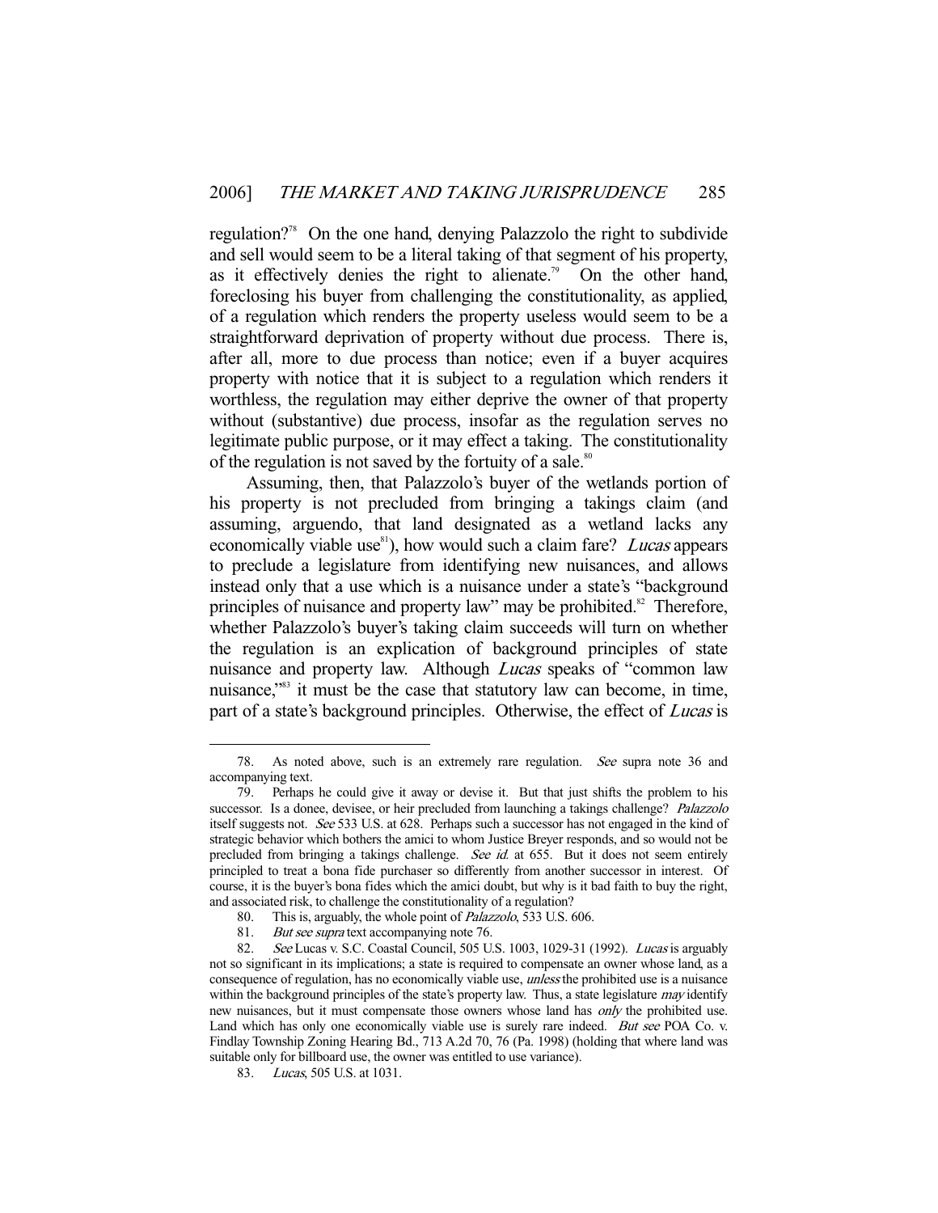regulation?[78] On the one hand, denying Palazzolo the right to subdivide and sell would seem to be a literal taking of that segment of his property, as it effectively denies the right to alienate.[79] On the other hand, foreclosing his buyer from challenging the constitutionality, as applied, of a regulation which renders the property useless would seem to be a straightforward deprivation of property without due process. There is, after all, more to due process than notice; even if a buyer acquires property with notice that it is subject to a regulation which renders it worthless, the regulation may either deprive the owner of that property without (substantive) due process, insofar as the regulation serves no legitimate public purpose, or it may effect a taking. The constitutionality of the regulation is not saved by the fortuity of a sale.[80]

Assuming, then, that Palazzolo's buyer of the wetlands portion of his property is not precluded from bringing a takings claim (and assuming, arguendo, that land designated as a wetland lacks any economically viable use[81]), how would such a claim fare? *Lucas* appears to preclude a legislature from identifying new nuisances, and allows instead only that a use which is a nuisance under a state's "background principles of nuisance and property law" may be prohibited.[82] Therefore, whether Palazzolo's buyer's taking claim succeeds will turn on whether the regulation is an explication of background principles of state nuisance and property law. Although *Lucas* speaks of "common law nuisance,"[83] it must be the case that statutory law can become, in time, part of a state's background principles. Otherwise, the effect of *Lucas* is

---

78. As noted above, such is an extremely rare regulation. *See* supra note 36 and accompanying text.

79. Perhaps he could give it away or devise it. But that just shifts the problem to his successor. Is a donee, devisee, or heir precluded from launching a takings challenge? *Palazzolo* itself suggests not. *See* 533 U.S. at 628. Perhaps such a successor has not engaged in the kind of strategic behavior which bothers the amici to whom Justice Breyer responds, and so would not be precluded from bringing a takings challenge. *See id.* at 655. But it does not seem entirely principled to treat a bona fide purchaser so differently from another successor in interest. Of course, it is the buyer's bona fides which the amici doubt, but why is it bad faith to buy the right, and associated risk, to challenge the constitutionality of a regulation?

80. This is, arguably, the whole point of *Palazzolo*, 533 U.S. 606.

81. *But see supra* text accompanying note 76.

82. *See* Lucas v. S.C. Coastal Council, 505 U.S. 1003, 1029-31 (1992). *Lucas* is arguably not so significant in its implications; a state is required to compensate an owner whose land, as a consequence of regulation, has no economically viable use, *unless* the prohibited use is a nuisance within the background principles of the state's property law. Thus, a state legislature *may* identify new nuisances, but it must compensate those owners whose land has *only* the prohibited use. Land which has only one economically viable use is surely rare indeed. *But see* POA Co. v. Findlay Township Zoning Hearing Bd., 713 A.2d 70, 76 (Pa. 1998) (holding that where land was suitable only for billboard use, the owner was entitled to use variance).

83. *Lucas*, 505 U.S. at 1031.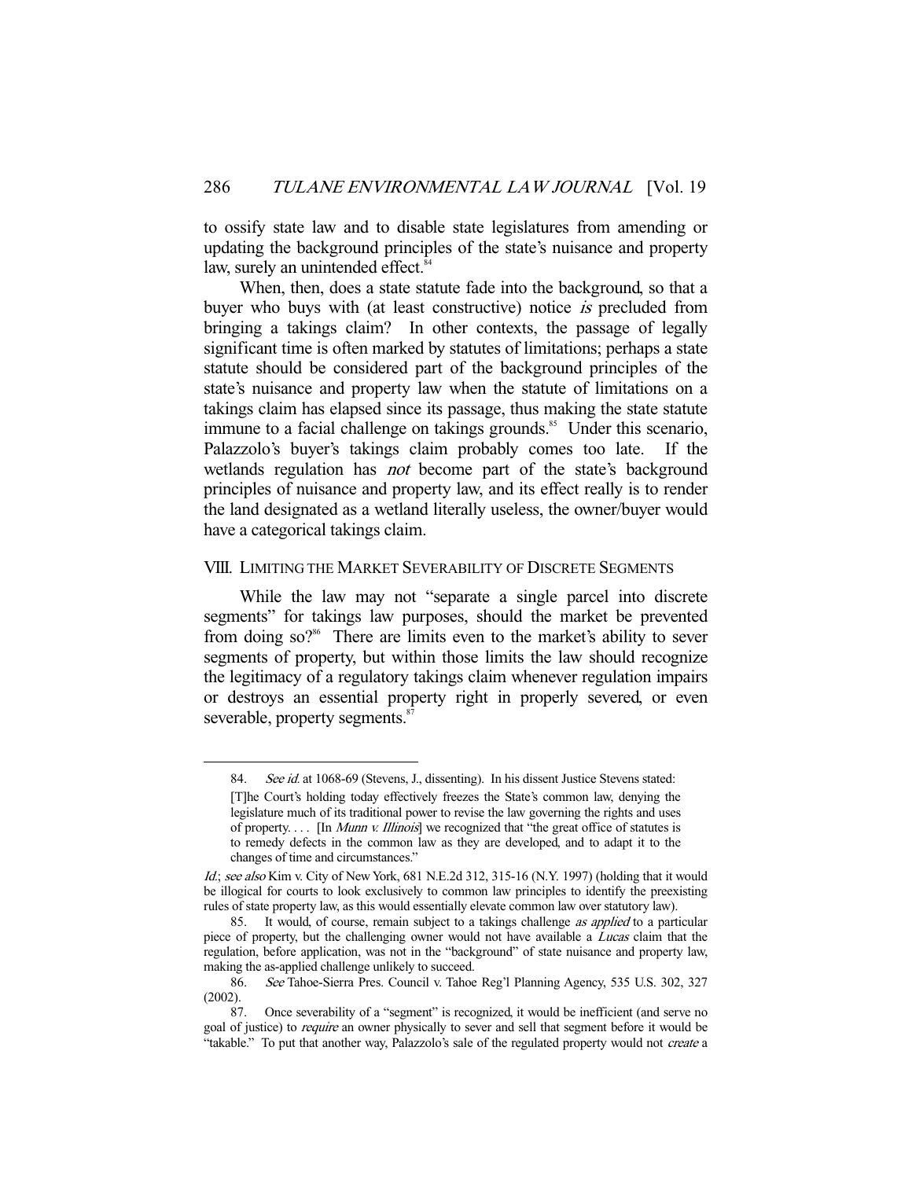to ossify state law and to disable state legislatures from amending or updating the background principles of the state's nuisance and property law, surely an unintended effect.[84]

When, then, does a state statute fade into the background, so that a buyer who buys with (at least constructive) notice *is* precluded from bringing a takings claim? In other contexts, the passage of legally significant time is often marked by statutes of limitations; perhaps a state statute should be considered part of the background principles of the state's nuisance and property law when the statute of limitations on a takings claim has elapsed since its passage, thus making the state statute immune to a facial challenge on takings grounds.[85] Under this scenario, Palazzolo's buyer's takings claim probably comes too late. If the wetlands regulation has *not* become part of the state's background principles of nuisance and property law, and its effect really is to render the land designated as a wetland literally useless, the owner/buyer would have a categorical takings claim.

## VIII. Limiting the Market Severability of Discrete Segments

While the law may not "separate a single parcel into discrete segments" for takings law purposes, should the market be prevented from doing so?[86] There are limits even to the market's ability to sever segments of property, but within those limits the law should recognize the legitimacy of a regulatory takings claim whenever regulation impairs or destroys an essential property right in properly severed, or even severable, property segments.[87]

---

84. *See id.* at 1068-69 (Stevens, J., dissenting). In his dissent Justice Stevens stated:

> [T]he Court's holding today effectively freezes the State's common law, denying the legislature much of its traditional power to revise the law governing the rights and uses of property. . . . [In *Munn v. Illinois*] we recognized that "the great office of statutes is to remedy defects in the common law as they are developed, and to adapt it to the changes of time and circumstances."

*Id.*; *see also* Kim v. City of New York, 681 N.E.2d 312, 315-16 (N.Y. 1997) (holding that it would be illogical for courts to look exclusively to common law principles to identify the preexisting rules of state property law, as this would essentially elevate common law over statutory law).

85. It would, of course, remain subject to a takings challenge *as applied* to a particular piece of property, but the challenging owner would not have available a *Lucas* claim that the regulation, before application, was not in the "background" of state nuisance and property law, making the as-applied challenge unlikely to succeed.

86. *See* Tahoe-Sierra Pres. Council v. Tahoe Reg'l Planning Agency, 535 U.S. 302, 327 (2002).

87. Once severability of a "segment" is recognized, it would be inefficient (and serve no goal of justice) to *require* an owner physically to sever and sell that segment before it would be "takable." To put that another way, Palazzolo's sale of the regulated property would not *create* a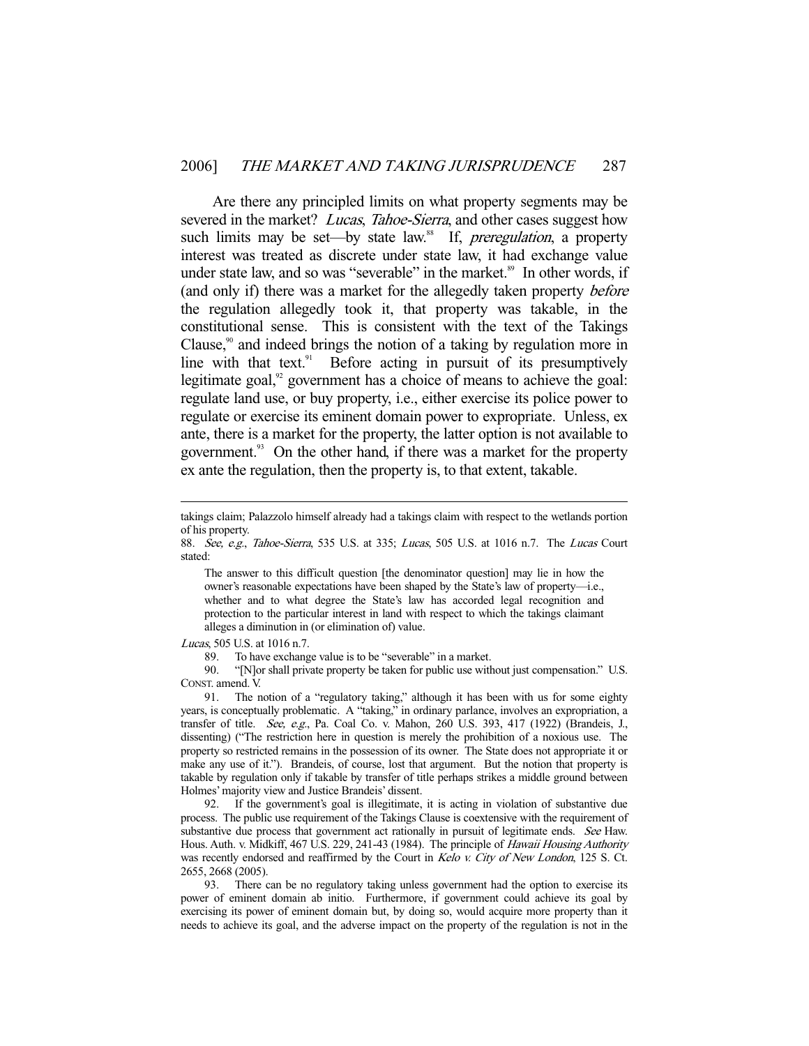Are there any principled limits on what property segments may be severed in the market? *Lucas*, *Tahoe-Sierra*, and other cases suggest how such limits may be set—by state law.[88] If, *preregulation*, a property interest was treated as discrete under state law, it had exchange value under state law, and so was "severable" in the market.[89] In other words, if (and only if) there was a market for the allegedly taken property *before* the regulation allegedly took it, that property was takable, in the constitutional sense. This is consistent with the text of the Takings Clause,[90] and indeed brings the notion of a taking by regulation more in line with that text.[91] Before acting in pursuit of its presumptively legitimate goal,[92] government has a choice of means to achieve the goal: regulate land use, or buy property, i.e., either exercise its police power to regulate or exercise its eminent domain power to expropriate. Unless, ex ante, there is a market for the property, the latter option is not available to government.[93] On the other hand, if there was a market for the property ex ante the regulation, then the property is, to that extent, takable.

---

takings claim; Palazzolo himself already had a takings claim with respect to the wetlands portion of his property.

88. *See, e.g.*, *Tahoe-Sierra*, 535 U.S. at 335; *Lucas*, 505 U.S. at 1016 n.7. The *Lucas* Court stated:

> The answer to this difficult question [the denominator question] may lie in how the owner's reasonable expectations have been shaped by the State's law of property—i.e., whether and to what degree the State's law has accorded legal recognition and protection to the particular interest in land with respect to which the takings claimant alleges a diminution in (or elimination of) value.

*Lucas*, 505 U.S. at 1016 n.7.

89. To have exchange value is to be "severable" in a market.

90. "[N]or shall private property be taken for public use without just compensation." U.S. CONST. amend. V.

91. The notion of a "regulatory taking," although it has been with us for some eighty years, is conceptually problematic. A "taking," in ordinary parlance, involves an expropriation, a transfer of title. *See, e.g.*, Pa. Coal Co. v. Mahon, 260 U.S. 393, 417 (1922) (Brandeis, J., dissenting) ("The restriction here in question is merely the prohibition of a noxious use. The property so restricted remains in the possession of its owner. The State does not appropriate it or make any use of it."). Brandeis, of course, lost that argument. But the notion that property is takable by regulation only if takable by transfer of title perhaps strikes a middle ground between Holmes' majority view and Justice Brandeis' dissent.

92. If the government's goal is illegitimate, it is acting in violation of substantive due process. The public use requirement of the Takings Clause is coextensive with the requirement of substantive due process that government act rationally in pursuit of legitimate ends. *See* Haw. Hous. Auth. v. Midkiff, 467 U.S. 229, 241-43 (1984). The principle of *Hawaii Housing Authority* was recently endorsed and reaffirmed by the Court in *Kelo v. City of New London*, 125 S. Ct. 2655, 2668 (2005).

93. There can be no regulatory taking unless government had the option to exercise its power of eminent domain ab initio. Furthermore, if government could achieve its goal by exercising its power of eminent domain but, by doing so, would acquire more property than it needs to achieve its goal, and the adverse impact on the property of the regulation is not in the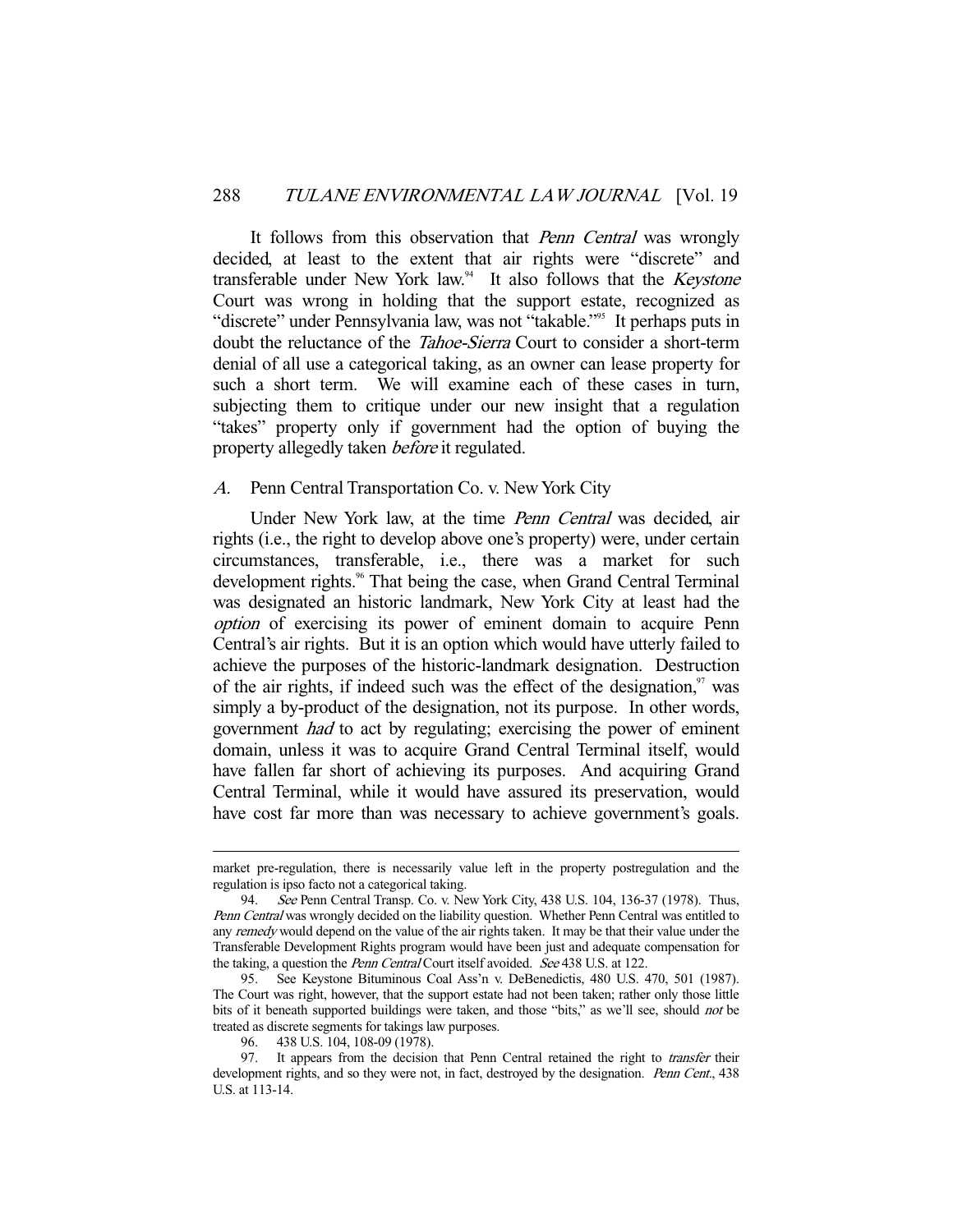It follows from this observation that *Penn Central* was wrongly decided, at least to the extent that air rights were "discrete" and transferable under New York law.[94] It also follows that the *Keystone* Court was wrong in holding that the support estate, recognized as "discrete" under Pennsylvania law, was not "takable."[95] It perhaps puts in doubt the reluctance of the *Tahoe-Sierra* Court to consider a short-term denial of all use a categorical taking, as an owner can lease property for such a short term. We will examine each of these cases in turn, subjecting them to critique under our new insight that a regulation "takes" property only if government had the option of buying the property allegedly taken *before* it regulated.

### *A.* Penn Central Transportation Co. v. New York City

Under New York law, at the time *Penn Central* was decided, air rights (i.e., the right to develop above one's property) were, under certain circumstances, transferable, i.e., there was a market for such development rights.[96] That being the case, when Grand Central Terminal was designated an historic landmark, New York City at least had the *option* of exercising its power of eminent domain to acquire Penn Central's air rights. But it is an option which would have utterly failed to achieve the purposes of the historic-landmark designation. Destruction of the air rights, if indeed such was the effect of the designation,[97] was simply a by-product of the designation, not its purpose. In other words, government *had* to act by regulating; exercising the power of eminent domain, unless it was to acquire Grand Central Terminal itself, would have fallen far short of achieving its purposes. And acquiring Grand Central Terminal, while it would have assured its preservation, would have cost far more than was necessary to achieve government's goals.

---

market pre-regulation, there is necessarily value left in the property postregulation and the regulation is ipso facto not a categorical taking.

94. *See* Penn Central Transp. Co. v. New York City, 438 U.S. 104, 136-37 (1978). Thus, *Penn Central* was wrongly decided on the liability question. Whether Penn Central was entitled to any *remedy* would depend on the value of the air rights taken. It may be that their value under the Transferable Development Rights program would have been just and adequate compensation for the taking, a question the *Penn Central* Court itself avoided. *See* 438 U.S. at 122.

95. See Keystone Bituminous Coal Ass'n v. DeBenedictis, 480 U.S. 470, 501 (1987). The Court was right, however, that the support estate had not been taken; rather only those little bits of it beneath supported buildings were taken, and those "bits," as we'll see, should *not* be treated as discrete segments for takings law purposes.

96. 438 U.S. 104, 108-09 (1978).

97. It appears from the decision that Penn Central retained the right to *transfer* their development rights, and so they were not, in fact, destroyed by the designation. *Penn Cent.*, 438 U.S. at 113-14.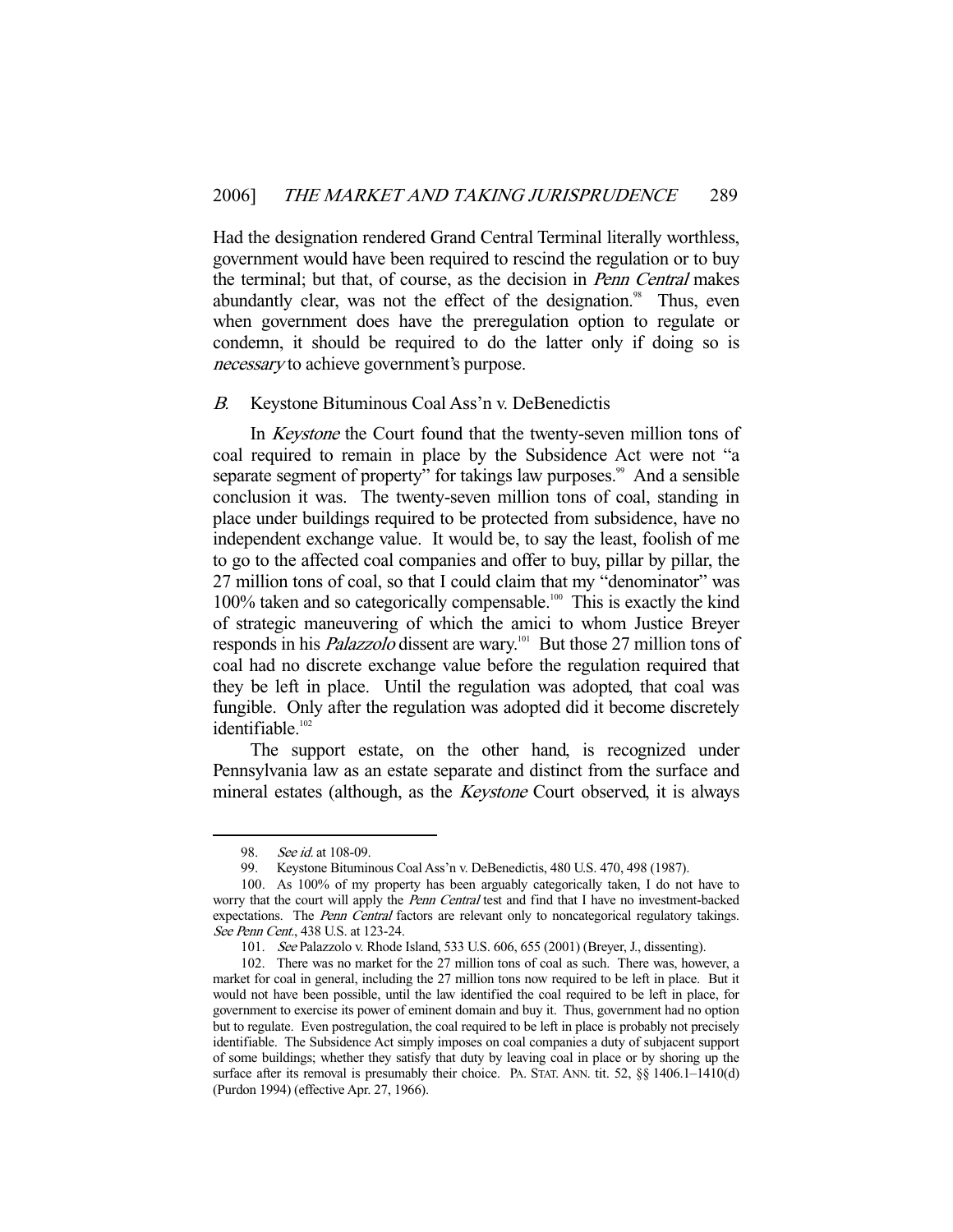Had the designation rendered Grand Central Terminal literally worthless, government would have been required to rescind the regulation or to buy the terminal; but that, of course, as the decision in *Penn Central* makes abundantly clear, was not the effect of the designation.[98] Thus, even when government does have the preregulation option to regulate or condemn, it should be required to do the latter only if doing so is *necessary* to achieve government's purpose.

### *B.* Keystone Bituminous Coal Ass'n v. DeBenedictis

In *Keystone* the Court found that the twenty-seven million tons of coal required to remain in place by the Subsidence Act were not "a separate segment of property" for takings law purposes.[99] And a sensible conclusion it was. The twenty-seven million tons of coal, standing in place under buildings required to be protected from subsidence, have no independent exchange value. It would be, to say the least, foolish of me to go to the affected coal companies and offer to buy, pillar by pillar, the 27 million tons of coal, so that I could claim that my "denominator" was 100% taken and so categorically compensable.[100] This is exactly the kind of strategic maneuvering of which the amici to whom Justice Breyer responds in his *Palazzolo* dissent are wary.[101] But those 27 million tons of coal had no discrete exchange value before the regulation required that they be left in place. Until the regulation was adopted, that coal was fungible. Only after the regulation was adopted did it become discretely identifiable.[102]

The support estate, on the other hand, is recognized under Pennsylvania law as an estate separate and distinct from the surface and mineral estates (although, as the *Keystone* Court observed, it is always

---

98. *See id.* at 108-09.

99. Keystone Bituminous Coal Ass'n v. DeBenedictis, 480 U.S. 470, 498 (1987).

100. As 100% of my property has been arguably categorically taken, I do not have to worry that the court will apply the *Penn Central* test and find that I have no investment-backed expectations. The *Penn Central* factors are relevant only to noncategorical regulatory takings. *See Penn Cent.*, 438 U.S. at 123-24.

101. *See* Palazzolo v. Rhode Island, 533 U.S. 606, 655 (2001) (Breyer, J., dissenting).

102. There was no market for the 27 million tons of coal as such. There was, however, a market for coal in general, including the 27 million tons now required to be left in place. But it would not have been possible, until the law identified the coal required to be left in place, for government to exercise its power of eminent domain and buy it. Thus, government had no option but to regulate. Even postregulation, the coal required to be left in place is probably not precisely identifiable. The Subsidence Act simply imposes on coal companies a duty of subjacent support of some buildings; whether they satisfy that duty by leaving coal in place or by shoring up the surface after its removal is presumably their choice. PA. STAT. ANN. tit. 52, §§ 1406.1–1410(d) (Purdon 1994) (effective Apr. 27, 1966).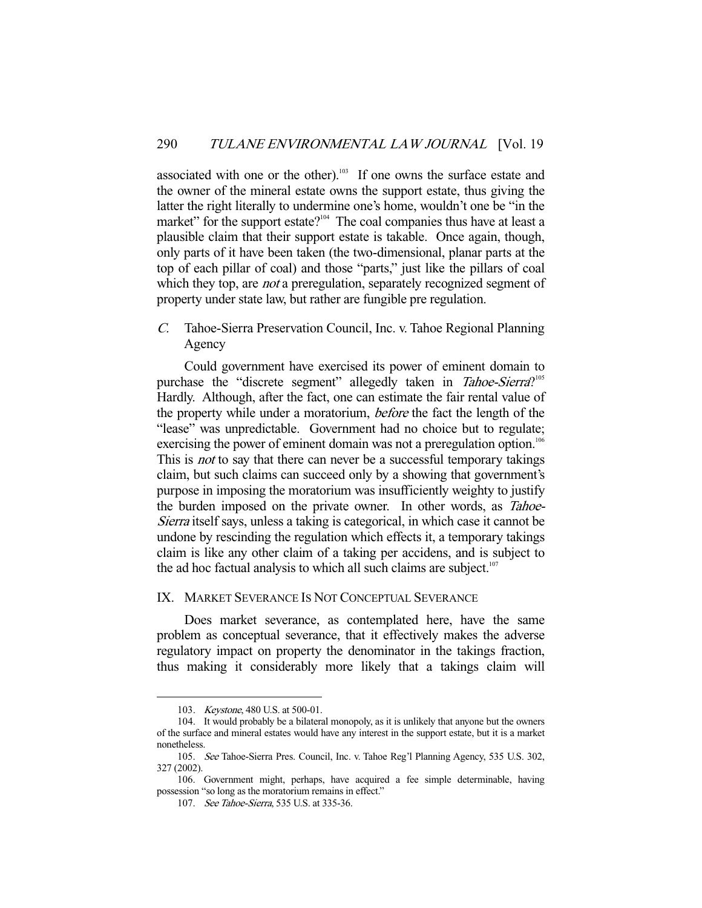associated with one or the other).[103] If one owns the surface estate and the owner of the mineral estate owns the support estate, thus giving the latter the right literally to undermine one's home, wouldn't one be "in the market" for the support estate?[104] The coal companies thus have at least a plausible claim that their support estate is takable. Once again, though, only parts of it have been taken (the two-dimensional, planar parts at the top of each pillar of coal) and those "parts," just like the pillars of coal which they top, are *not* a preregulation, separately recognized segment of property under state law, but rather are fungible pre regulation.

### *C.* Tahoe-Sierra Preservation Council, Inc. v. Tahoe Regional Planning Agency

Could government have exercised its power of eminent domain to purchase the "discrete segment" allegedly taken in *Tahoe-Sierra*?[105] Hardly. Although, after the fact, one can estimate the fair rental value of the property while under a moratorium, *before* the fact the length of the "lease" was unpredictable. Government had no choice but to regulate; exercising the power of eminent domain was not a preregulation option.[106] This is *not* to say that there can never be a successful temporary takings claim, but such claims can succeed only by a showing that government's purpose in imposing the moratorium was insufficiently weighty to justify the burden imposed on the private owner. In other words, as *Tahoe-Sierra* itself says, unless a taking is categorical, in which case it cannot be undone by rescinding the regulation which effects it, a temporary takings claim is like any other claim of a taking per accidens, and is subject to the ad hoc factual analysis to which all such claims are subject.[107]

## IX. Market Severance Is Not Conceptual Severance

Does market severance, as contemplated here, have the same problem as conceptual severance, that it effectively makes the adverse regulatory impact on property the denominator in the takings fraction, thus making it considerably more likely that a takings claim will

---

103. *Keystone*, 480 U.S. at 500-01.

104. It would probably be a bilateral monopoly, as it is unlikely that anyone but the owners of the surface and mineral estates would have any interest in the support estate, but it is a market nonetheless.

105. *See* Tahoe-Sierra Pres. Council, Inc. v. Tahoe Reg'l Planning Agency, 535 U.S. 302, 327 (2002).

106. Government might, perhaps, have acquired a fee simple determinable, having possession "so long as the moratorium remains in effect."

107. *See Tahoe-Sierra*, 535 U.S. at 335-36.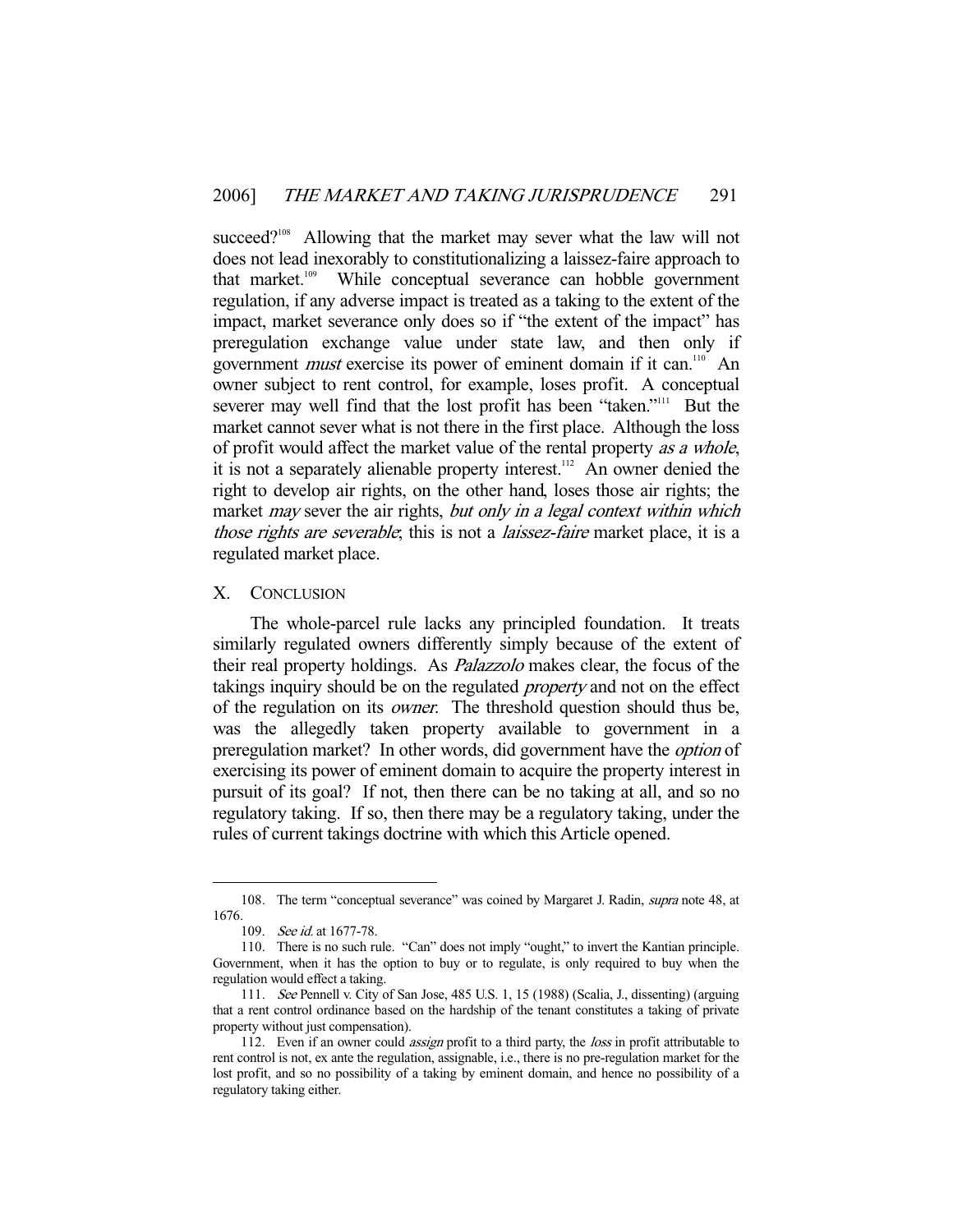succeed?[108] Allowing that the market may sever what the law will not does not lead inexorably to constitutionalizing a laissez-faire approach to that market.[109] While conceptual severance can hobble government regulation, if any adverse impact is treated as a taking to the extent of the impact, market severance only does so if "the extent of the impact" has preregulation exchange value under state law, and then only if government *must* exercise its power of eminent domain if it can.[110] An owner subject to rent control, for example, loses profit. A conceptual severer may well find that the lost profit has been "taken."[111] But the market cannot sever what is not there in the first place. Although the loss of profit would affect the market value of the rental property *as a whole*, it is not a separately alienable property interest.[112] An owner denied the right to develop air rights, on the other hand, loses those air rights; the market *may* sever the air rights, *but only in a legal context within which those rights are severable*; this is not a *laissez-faire* market place, it is a regulated market place.

## X. Conclusion

The whole-parcel rule lacks any principled foundation. It treats similarly regulated owners differently simply because of the extent of their real property holdings. As *Palazzolo* makes clear, the focus of the takings inquiry should be on the regulated *property* and not on the effect of the regulation on its *owner*. The threshold question should thus be, was the allegedly taken property available to government in a preregulation market? In other words, did government have the *option* of exercising its power of eminent domain to acquire the property interest in pursuit of its goal? If not, then there can be no taking at all, and so no regulatory taking. If so, then there may be a regulatory taking, under the rules of current takings doctrine with which this Article opened.

---

108. The term "conceptual severance" was coined by Margaret J. Radin, *supra* note 48, at 1676.

109. *See id.* at 1677-78.

110. There is no such rule. "Can" does not imply "ought," to invert the Kantian principle. Government, when it has the option to buy or to regulate, is only required to buy when the regulation would effect a taking.

111. *See* Pennell v. City of San Jose, 485 U.S. 1, 15 (1988) (Scalia, J., dissenting) (arguing that a rent control ordinance based on the hardship of the tenant constitutes a taking of private property without just compensation).

112. Even if an owner could *assign* profit to a third party, the *loss* in profit attributable to rent control is not, ex ante the regulation, assignable, i.e., there is no pre-regulation market for the lost profit, and so no possibility of a taking by eminent domain, and hence no possibility of a regulatory taking either.